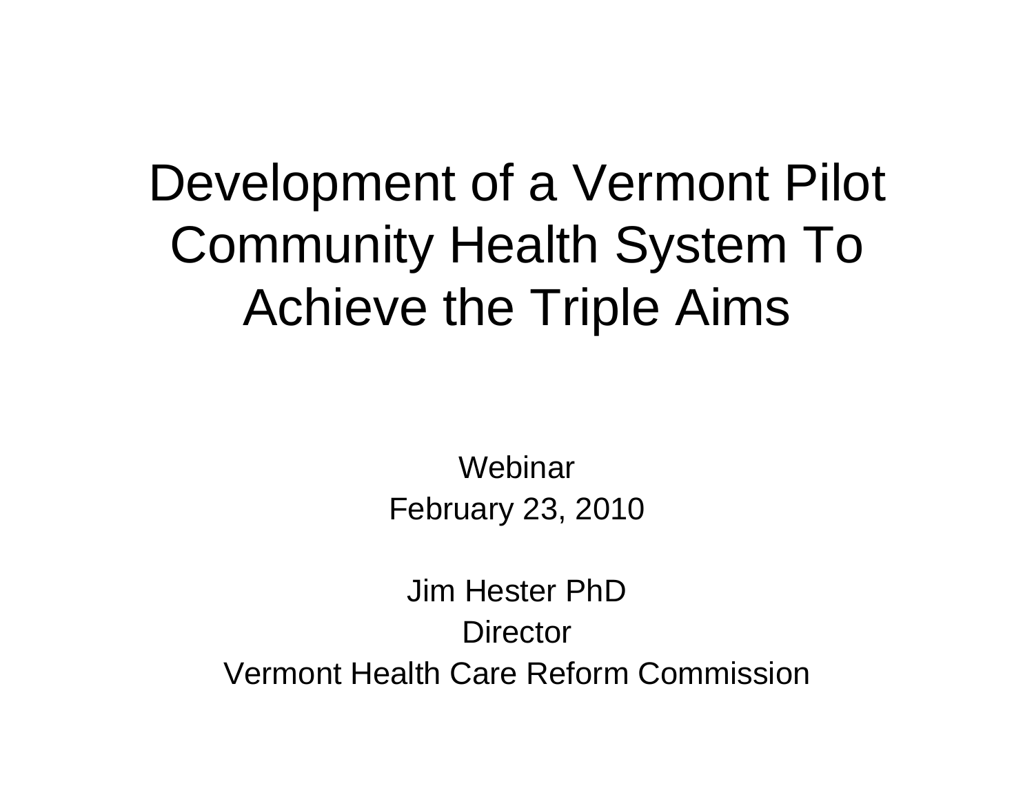# Development of a Vermont Pilot Community Health System To Achieve the Triple Aims

Webinar
February 23, 2010

Jim Hester PhD
Director
Vermont Health Care Reform Commission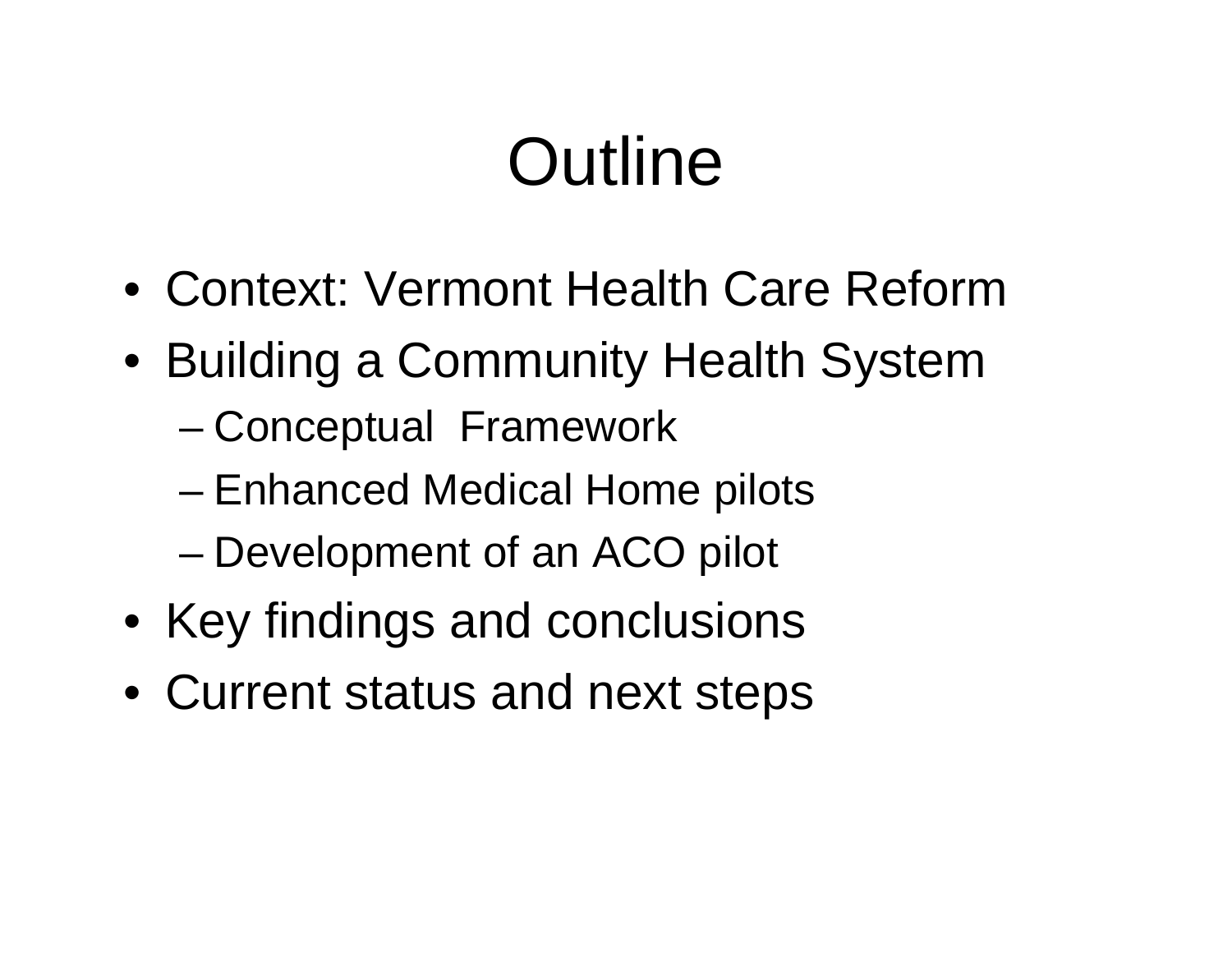# Outline

- Context: Vermont Health Care Reform
- Building a Community Health System
  - Conceptual Framework
  - Enhanced Medical Home pilots
  - Development of an ACO pilot
- Key findings and conclusions
- Current status and next steps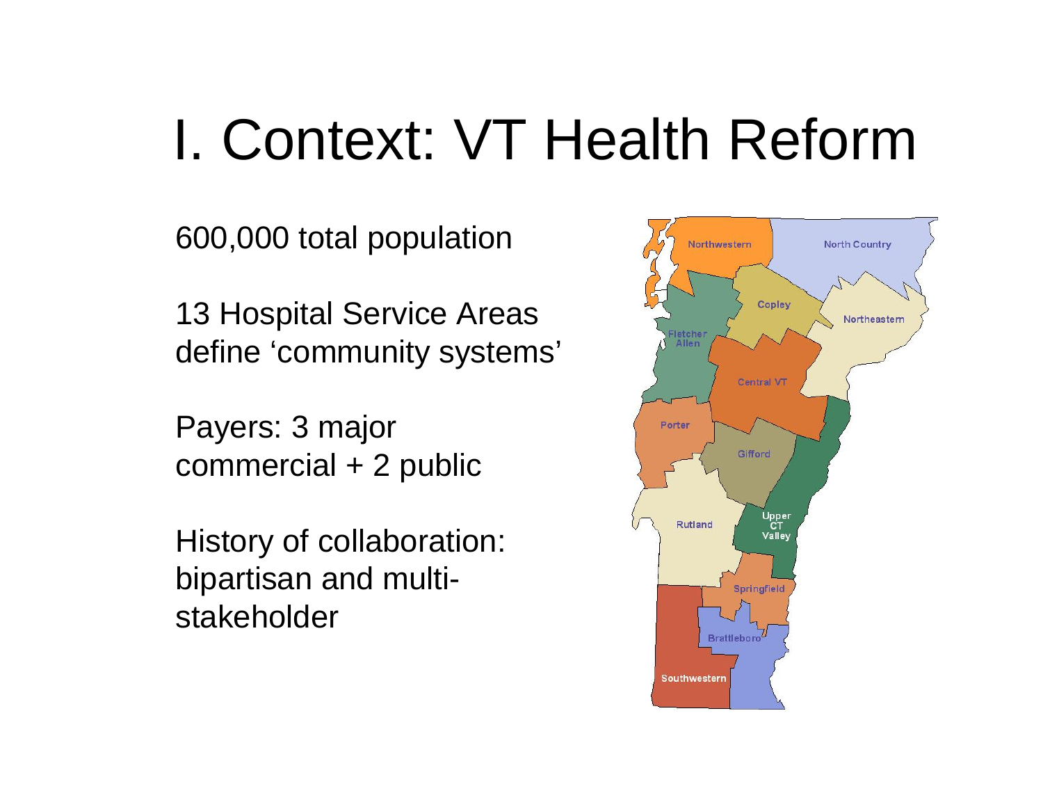# I. Context: VT Health Reform

600,000 total population

13 Hospital Service Areas define 'community systems'

Payers: 3 major commercial + 2 public

History of collaboration: bipartisan and multi-stakeholder

Northwestern

North Country

Copley

Northeastern

Fletcher Allen

Central VT

Porter

Gifford

Upper CT Valley

Rutland

Springfield

Brattleboro

Southwestern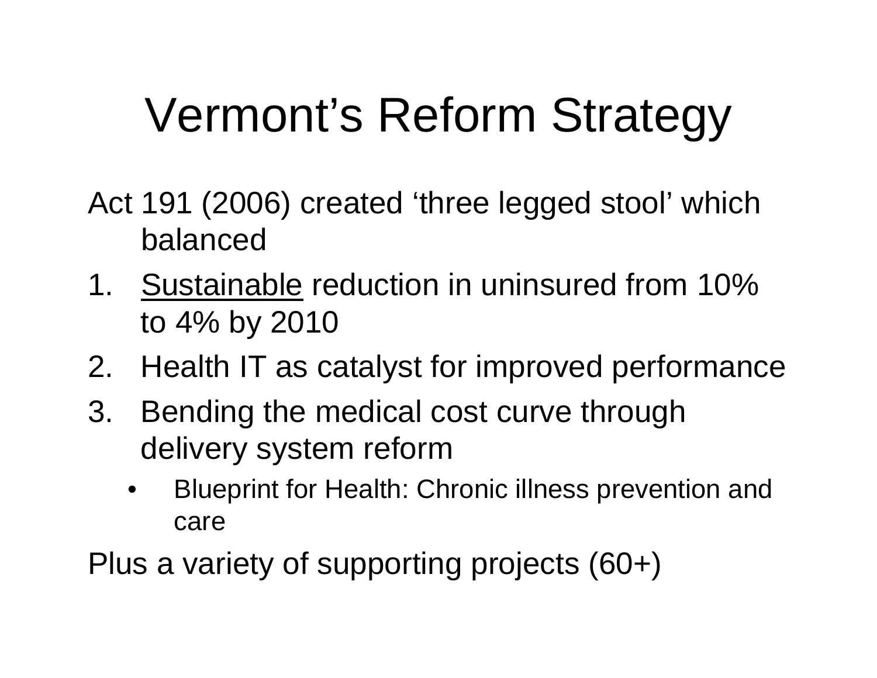# Vermont's Reform Strategy

Act 191 (2006) created 'three legged stool' which balanced

1. <u>Sustainable</u> reduction in uninsured from 10% to 4% by 2010
2. Health IT as catalyst for improved performance
3. Bending the medical cost curve through delivery system reform
   - Blueprint for Health: Chronic illness prevention and care

Plus a variety of supporting projects (60+)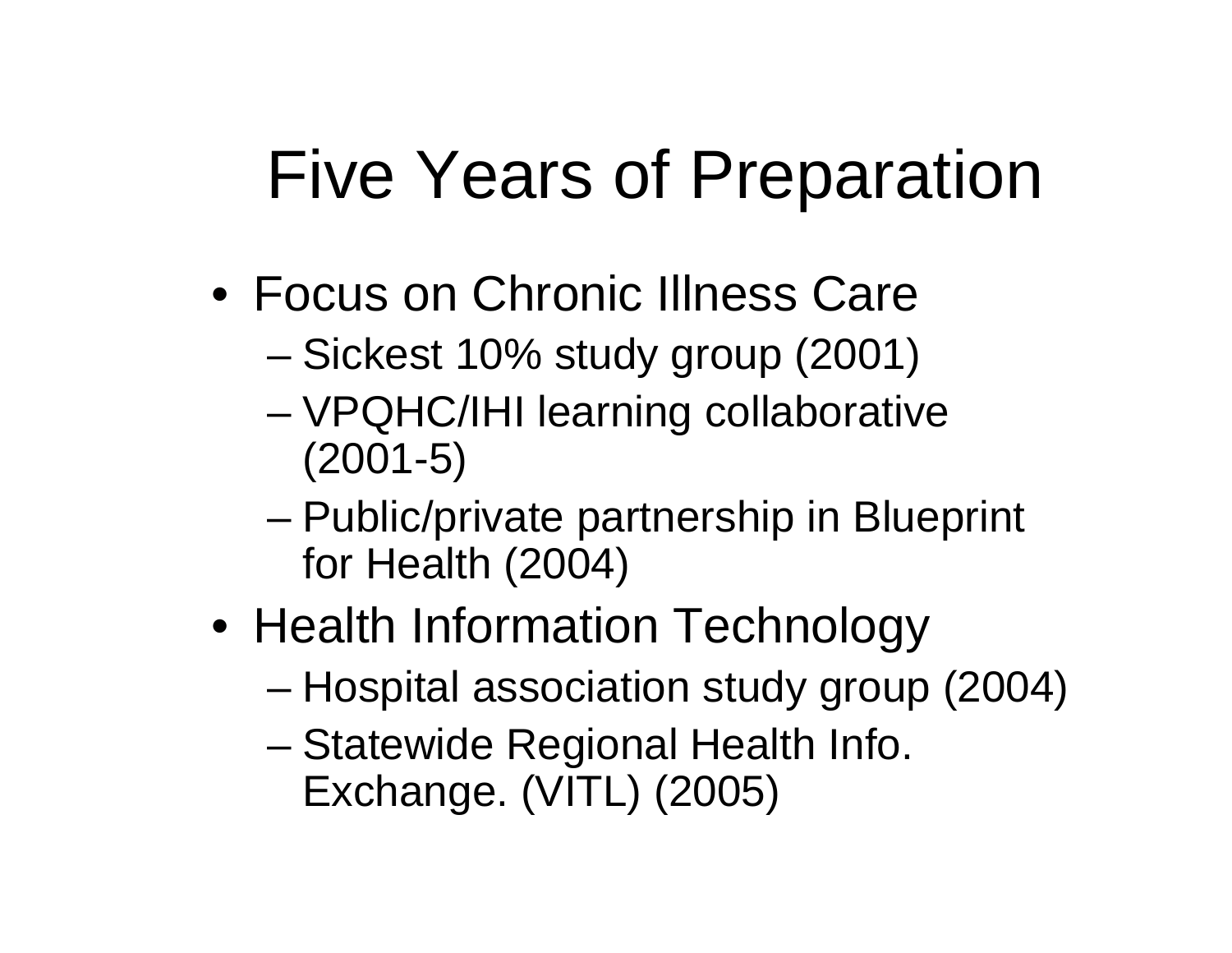# Five Years of Preparation

- Focus on Chronic Illness Care
  - Sickest 10% study group (2001)
  - VPQHC/IHI learning collaborative (2001-5)
  - Public/private partnership in Blueprint for Health (2004)
- Health Information Technology
  - Hospital association study group (2004)
  - Statewide Regional Health Info. Exchange. (VITL) (2005)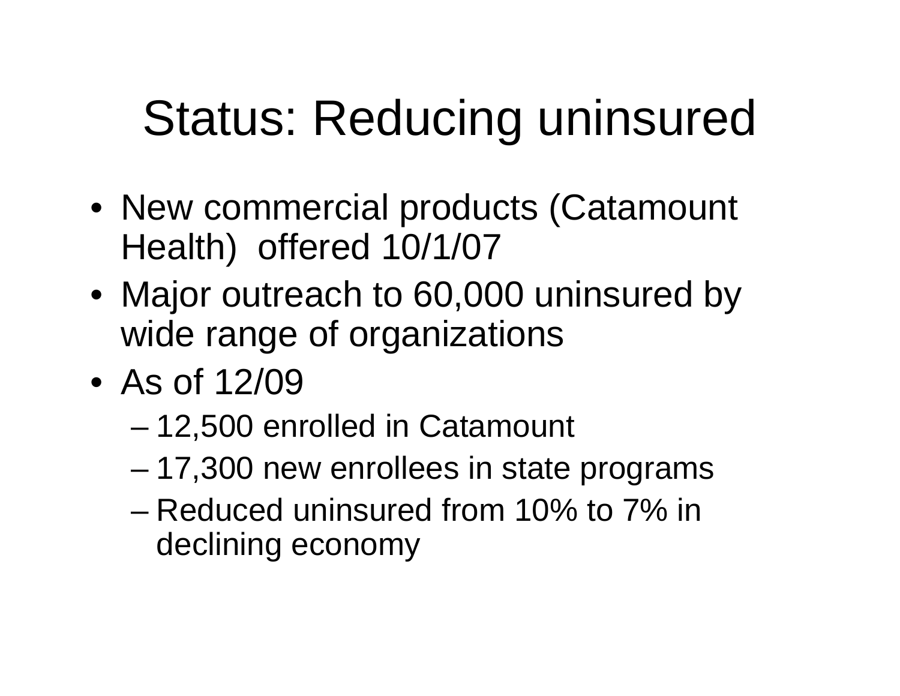# Status: Reducing uninsured

- New commercial products (Catamount Health) offered 10/1/07
- Major outreach to 60,000 uninsured by wide range of organizations
- As of 12/09
  - 12,500 enrolled in Catamount
  - 17,300 new enrollees in state programs
  - Reduced uninsured from 10% to 7% in declining economy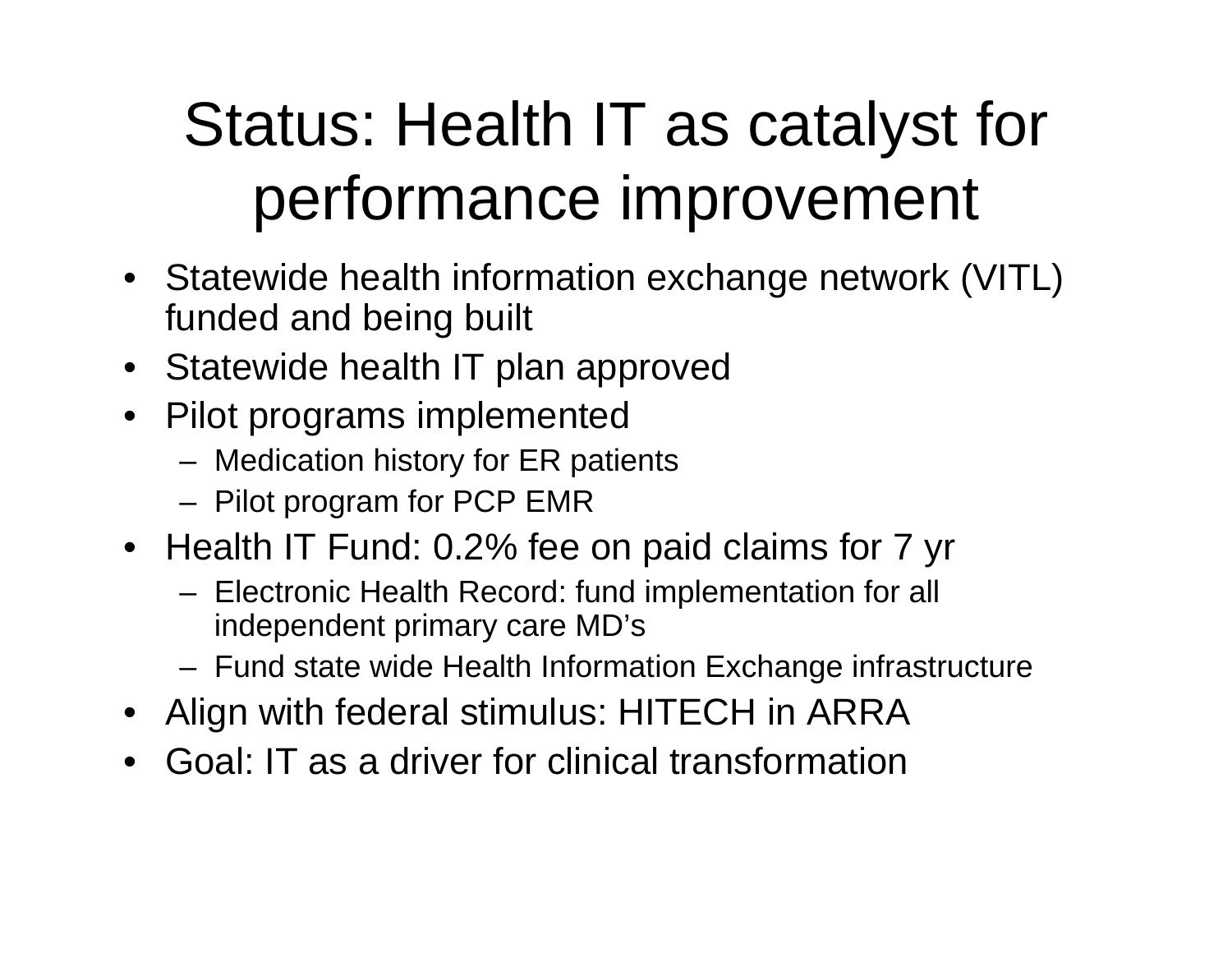# Status: Health IT as catalyst for performance improvement

- Statewide health information exchange network (VITL) funded and being built
- Statewide health IT plan approved
- Pilot programs implemented
  - Medication history for ER patients
  - Pilot program for PCP EMR
- Health IT Fund: 0.2% fee on paid claims for 7 yr
  - Electronic Health Record: fund implementation for all independent primary care MD's
  - Fund state wide Health Information Exchange infrastructure
- Align with federal stimulus: HITECH in ARRA
- Goal: IT as a driver for clinical transformation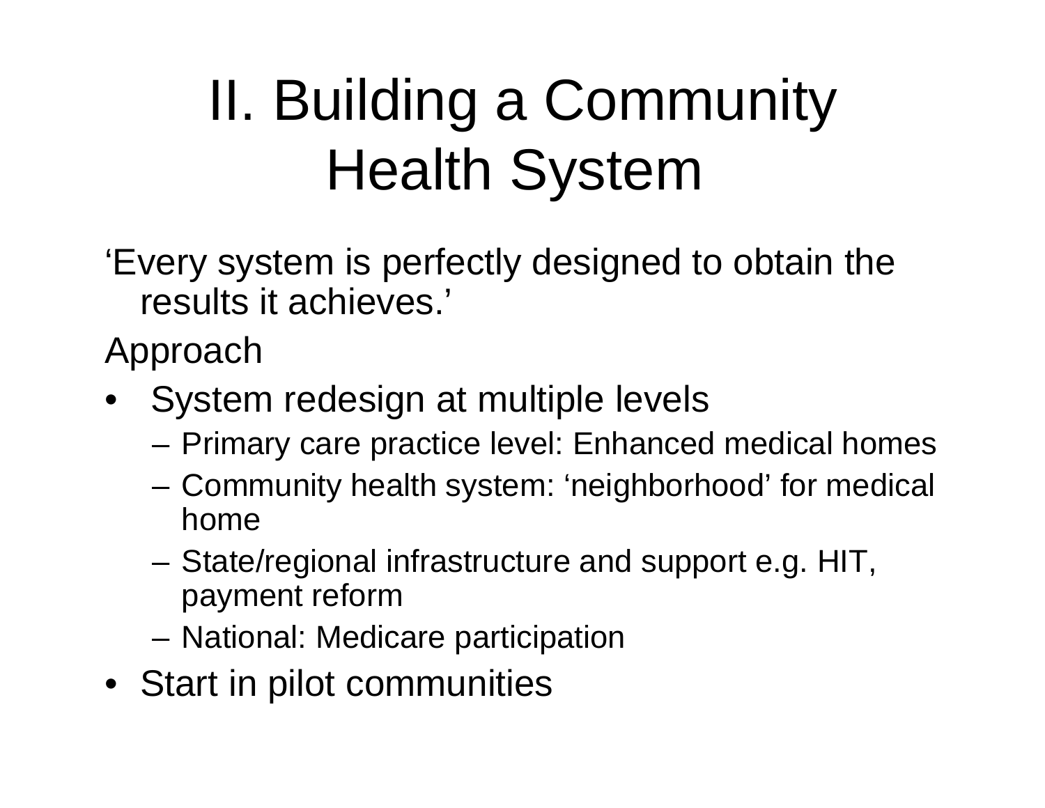# II. Building a Community Health System

'Every system is perfectly designed to obtain the results it achieves.'

Approach

- System redesign at multiple levels
  - Primary care practice level: Enhanced medical homes
  - Community health system: 'neighborhood' for medical home
  - State/regional infrastructure and support e.g. HIT, payment reform
  - National: Medicare participation
- Start in pilot communities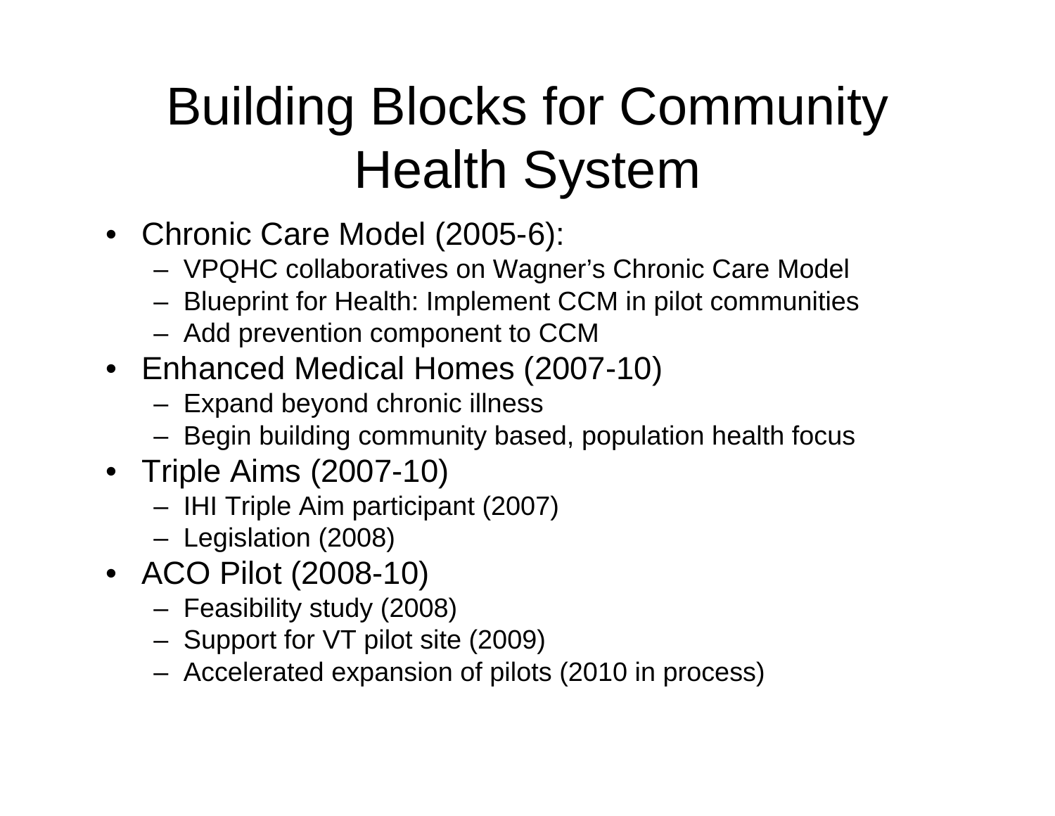# Building Blocks for Community Health System

- Chronic Care Model (2005-6):
  - VPQHC collaboratives on Wagner's Chronic Care Model
  - Blueprint for Health: Implement CCM in pilot communities
  - Add prevention component to CCM
- Enhanced Medical Homes (2007-10)
  - Expand beyond chronic illness
  - Begin building community based, population health focus
- Triple Aims (2007-10)
  - IHI Triple Aim participant (2007)
  - Legislation (2008)
- ACO Pilot (2008-10)
  - Feasibility study (2008)
  - Support for VT pilot site (2009)
  - Accelerated expansion of pilots (2010 in process)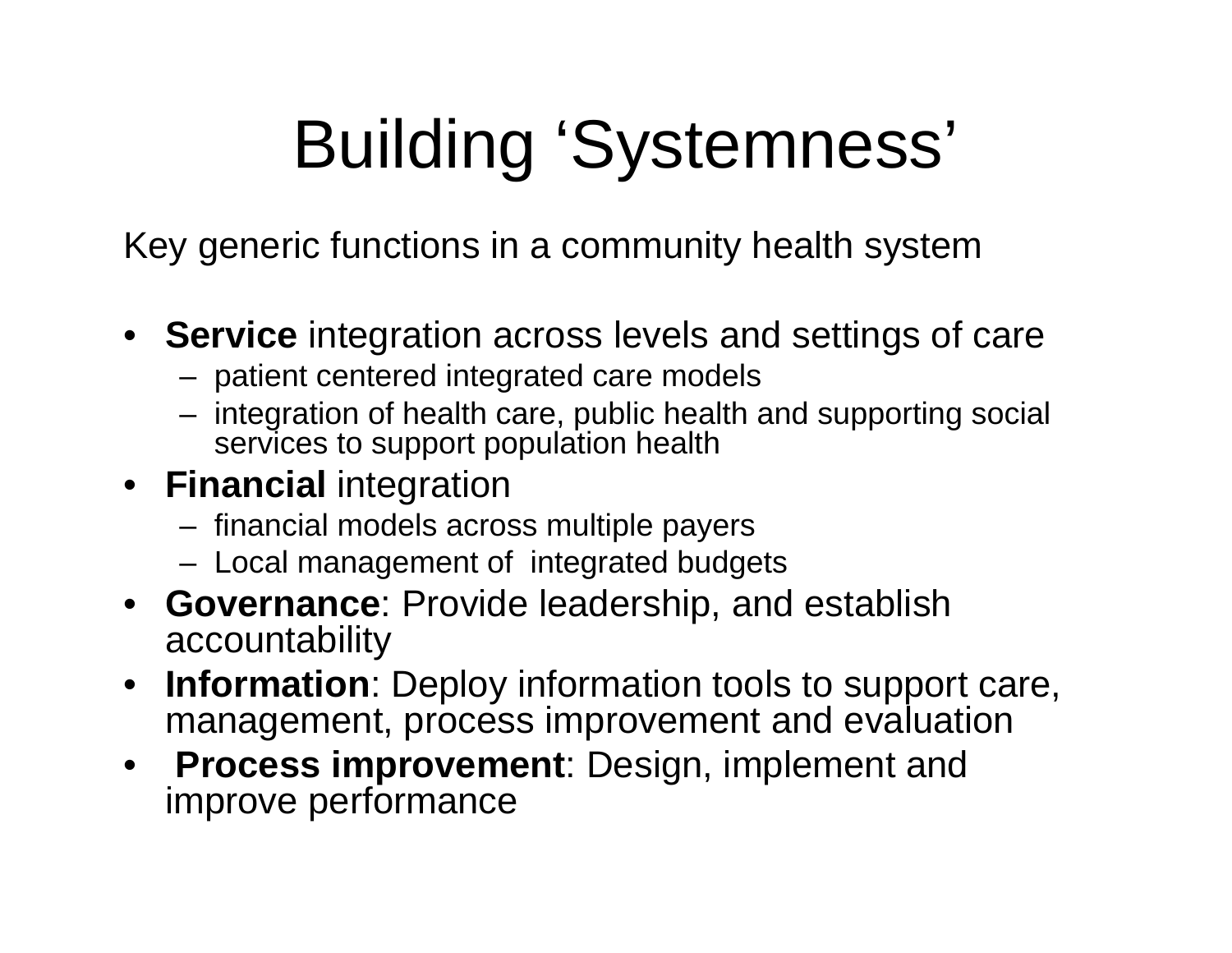# Building ‘Systemness’

Key generic functions in a community health system

- **Service** integration across levels and settings of care
  - patient centered integrated care models
  - integration of health care, public health and supporting social services to support population health
- **Financial** integration
  - financial models across multiple payers
  - Local management of integrated budgets
- **Governance**: Provide leadership, and establish accountability
- **Information**: Deploy information tools to support care, management, process improvement and evaluation
- **Process improvement**: Design, implement and improve performance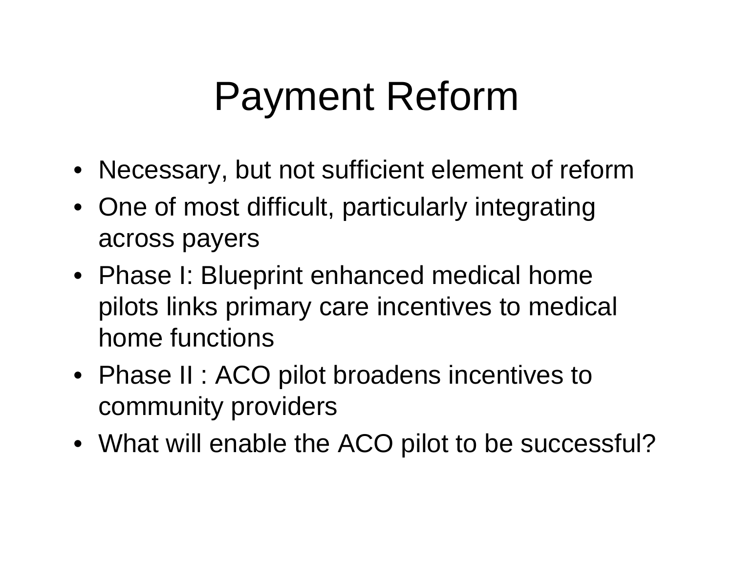# Payment Reform

- Necessary, but not sufficient element of reform
- One of most difficult, particularly integrating across payers
- Phase I: Blueprint enhanced medical home pilots links primary care incentives to medical home functions
- Phase II : ACO pilot broadens incentives to community providers
- What will enable the ACO pilot to be successful?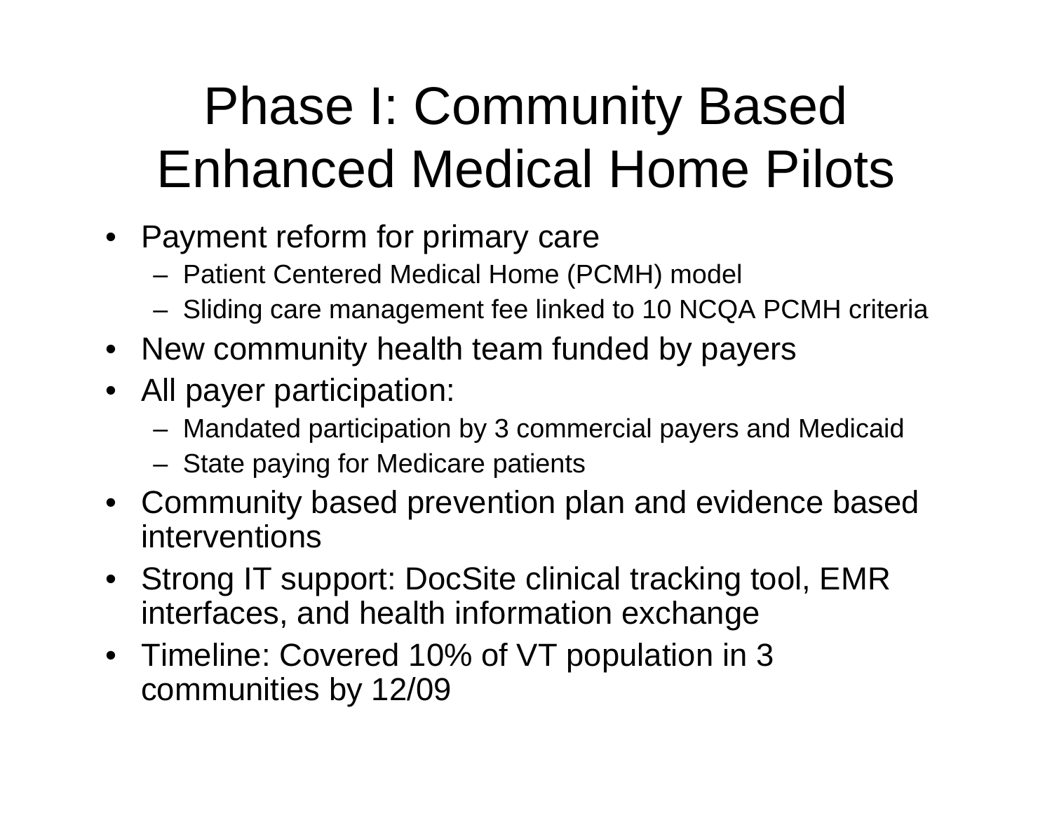# Phase I: Community Based Enhanced Medical Home Pilots

- Payment reform for primary care
  - Patient Centered Medical Home (PCMH) model
  - Sliding care management fee linked to 10 NCQA PCMH criteria
- New community health team funded by payers
- All payer participation:
  - Mandated participation by 3 commercial payers and Medicaid
  - State paying for Medicare patients
- Community based prevention plan and evidence based interventions
- Strong IT support: DocSite clinical tracking tool, EMR interfaces, and health information exchange
- Timeline: Covered 10% of VT population in 3 communities by 12/09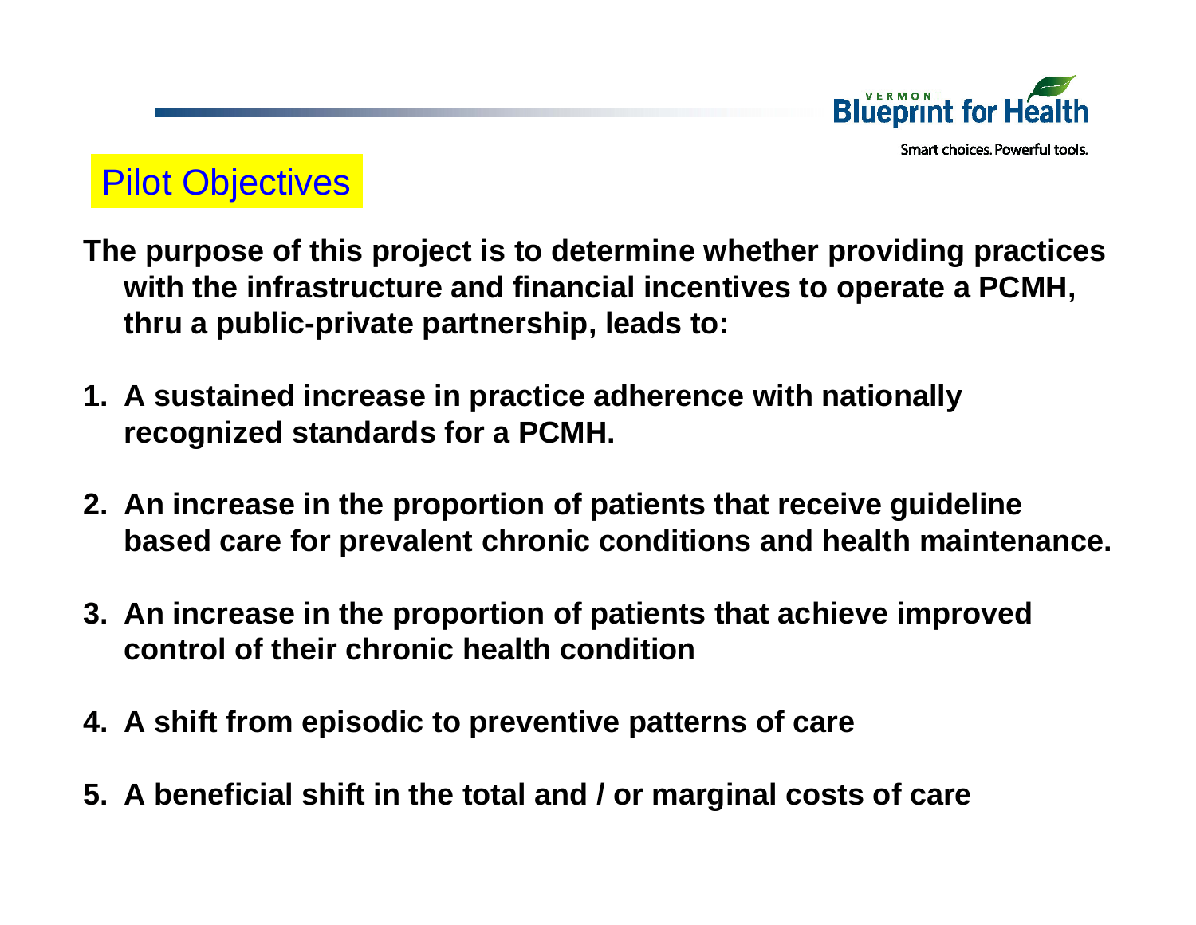## Pilot Objectives

**The purpose of this project is to determine whether providing practices with the infrastructure and financial incentives to operate a PCMH, thru a public-private partnership, leads to:**

1. **A sustained increase in practice adherence with nationally recognized standards for a PCMH.**
2. **An increase in the proportion of patients that receive guideline based care for prevalent chronic conditions and health maintenance.**
3. **An increase in the proportion of patients that achieve improved control of their chronic health condition**
4. **A shift from episodic to preventive patterns of care**
5. **A beneficial shift in the total and / or marginal costs of care**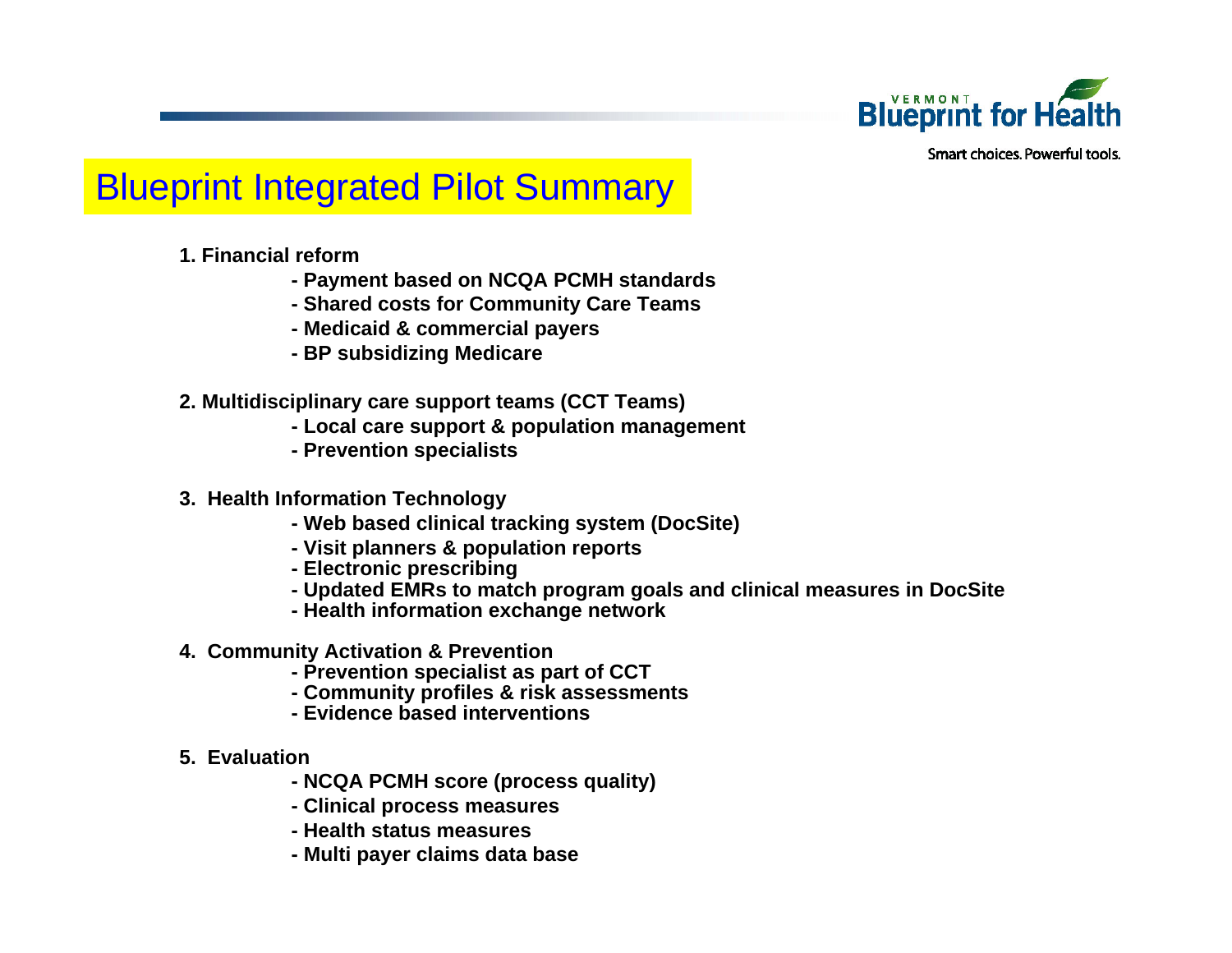# Blueprint Integrated Pilot Summary

**1. Financial reform**

- **Payment based on NCQA PCMH standards**
- **Shared costs for Community Care Teams**
- **Medicaid & commercial payers**
- **BP subsidizing Medicare**

**2. Multidisciplinary care support teams (CCT Teams)**

- **Local care support & population management**
- **Prevention specialists**

**3. Health Information Technology**

- **Web based clinical tracking system (DocSite)**
- **Visit planners & population reports**
- **Electronic prescribing**
- **Updated EMRs to match program goals and clinical measures in DocSite**
- **Health information exchange network**

**4. Community Activation & Prevention**

- **Prevention specialist as part of CCT**
- **Community profiles & risk assessments**
- **Evidence based interventions**

**5. Evaluation**

- **NCQA PCMH score (process quality)**
- **Clinical process measures**
- **Health status measures**
- **Multi payer claims data base**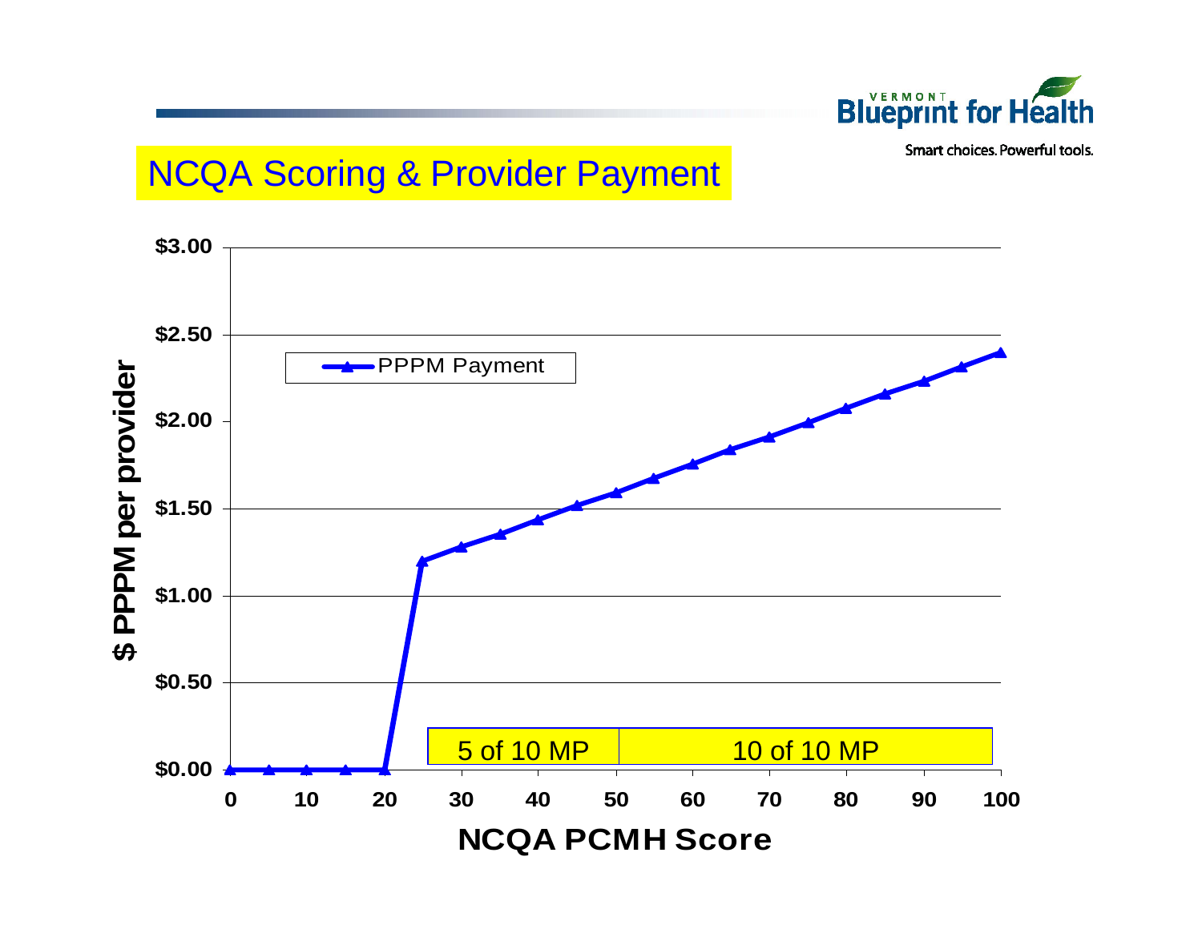## NCQA Scoring & Provider Payment

PPPM Payment

$ PPPM per provider

$3.00
$2.50
$2.00
$1.50
$1.00
$0.50
$0.00

0 10 20 30 40 50 60 70 80 90 100

NCQA PCMH Score

5 of 10 MP | 10 of 10 MP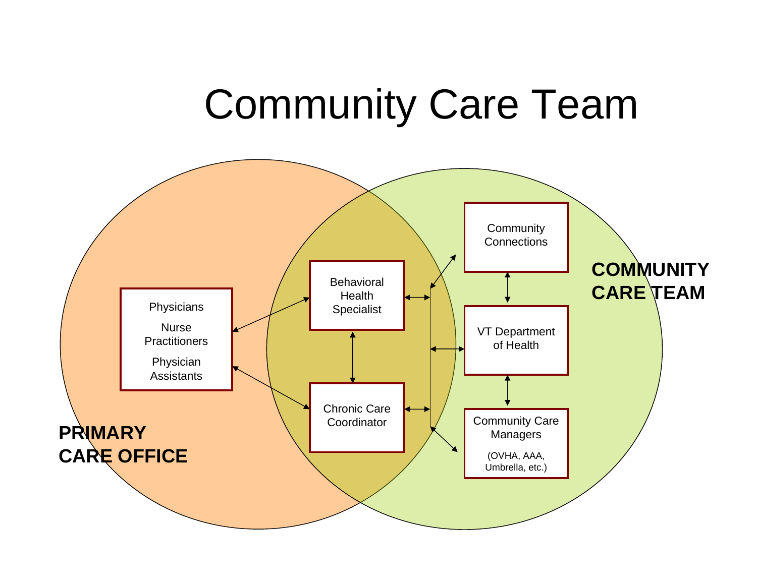# Community Care Team

PRIMARY CARE OFFICE

Physicians

Nurse Practitioners

Physician Assistants

Behavioral Health Specialist

Chronic Care Coordinator

COMMUNITY CARE TEAM

Community Connections

VT Department of Health

Community Care Managers

(OVHA, AAA, Umbrella, etc.)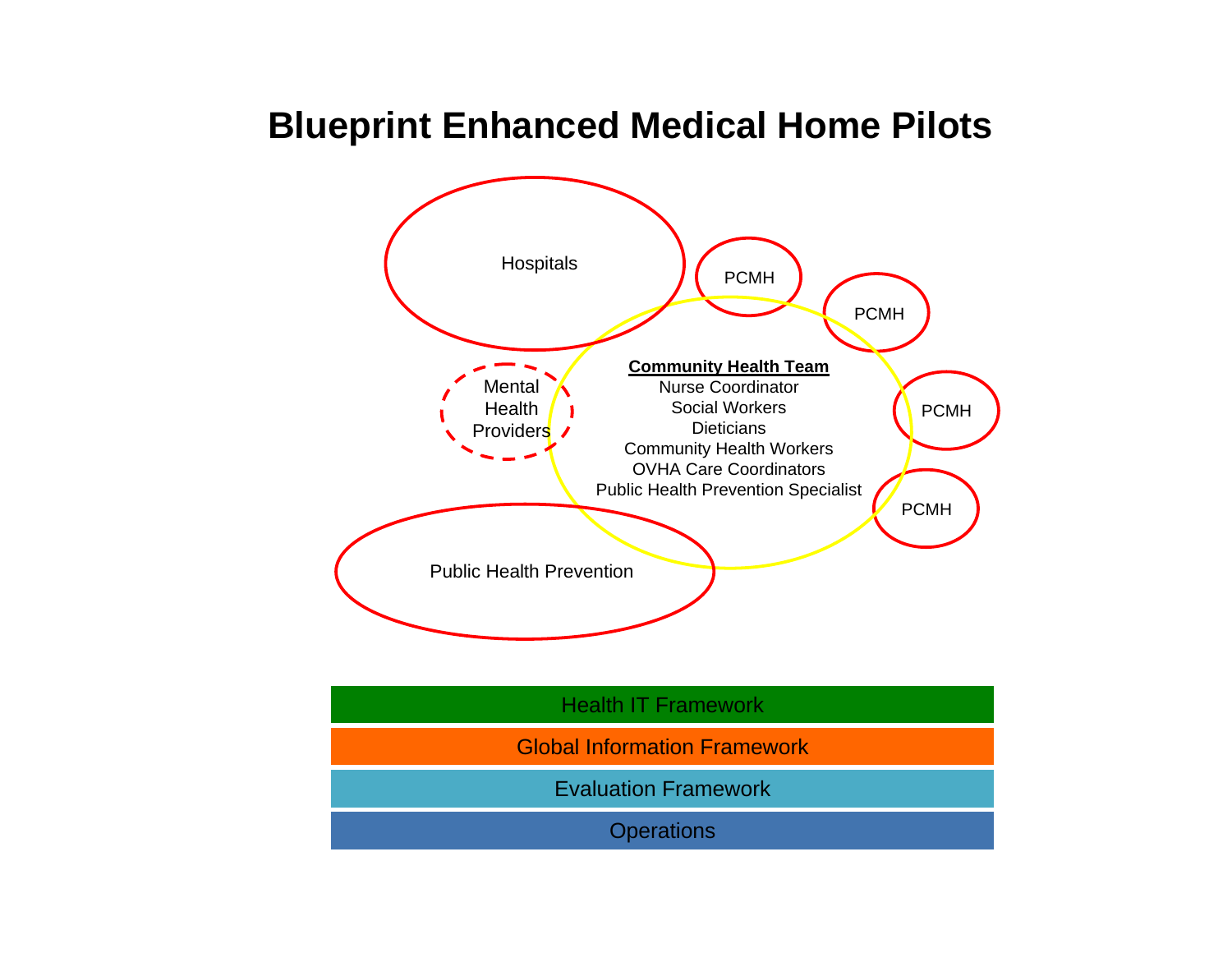# Blueprint Enhanced Medical Home Pilots

Hospitals

PCMH

PCMH

PCMH

PCMH

Mental Health Providers

**Community Health Team**

Nurse Coordinator
Social Workers
Dieticians
Community Health Workers
OVHA Care Coordinators
Public Health Prevention Specialist

Public Health Prevention

Health IT Framework

Global Information Framework

Evaluation Framework

Operations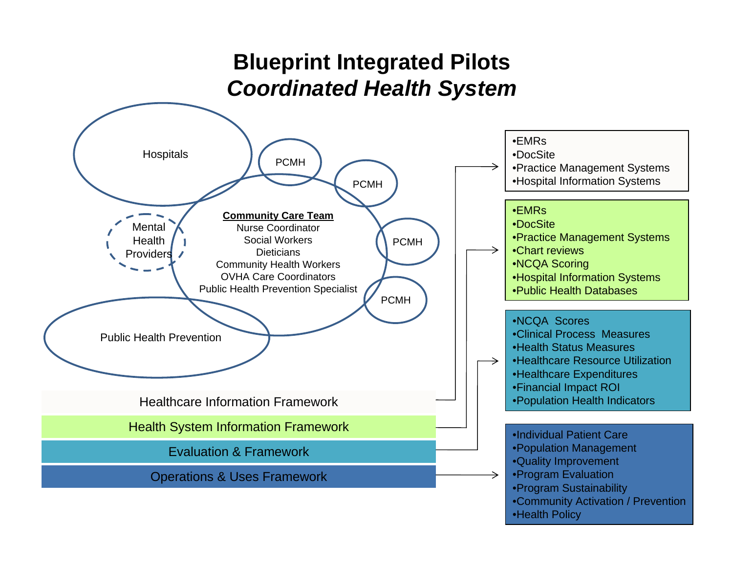# Blueprint Integrated Pilots

## *Coordinated Health System*

Hospitals

PCMH

PCMH

PCMH

PCMH

Mental Health Providers

**Community Care Team**
Nurse Coordinator
Social Workers
Dieticians
Community Health Workers
OVHA Care Coordinators
Public Health Prevention Specialist

Public Health Prevention

Healthcare Information Framework

- EMRs
- DocSite
- Practice Management Systems
- Hospital Information Systems

Health System Information Framework

- EMRs
- DocSite
- Practice Management Systems
- Chart reviews
- NCQA Scoring
- Hospital Information Systems
- Public Health Databases

Evaluation & Framework

- NCQA Scores
- Clinical Process Measures
- Health Status Measures
- Healthcare Resource Utilization
- Healthcare Expenditures
- Financial Impact ROI
- Population Health Indicators

Operations & Uses Framework

- Individual Patient Care
- Population Management
- Quality Improvement
- Program Evaluation
- Program Sustainability
- Community Activation / Prevention
- Health Policy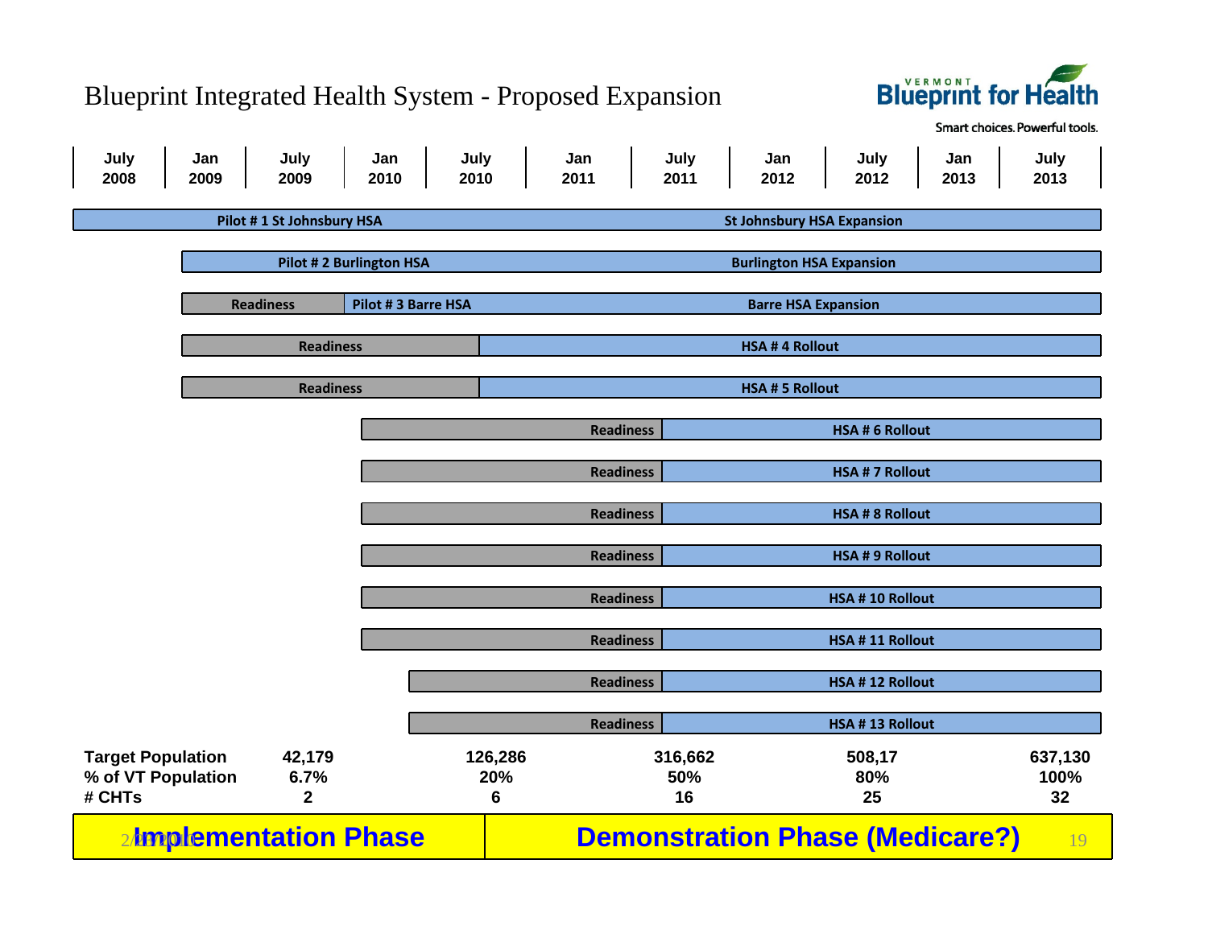# Blueprint Integrated Health System - Proposed Expansion

VERMONT Blueprint for Health

Smart choices. Powerful tools.

| July 2008 | Jan 2009 | July 2009 | Jan 2010 | July 2010 | Jan 2011 | July 2011 | Jan 2012 | July 2012 | Jan 2013 | July 2013 |
|---|---|---|---|---|---|---|---|---|---|---|

- Pilot # 1 St Johnsbury HSA → St Johnsbury HSA Expansion
- Pilot # 2 Burlington HSA → Burlington HSA Expansion
- Readiness → Pilot # 3 Barre HSA → Barre HSA Expansion
- Readiness → HSA # 4 Rollout
- Readiness → HSA # 5 Rollout
- Readiness → HSA # 6 Rollout
- Readiness → HSA # 7 Rollout
- Readiness → HSA # 8 Rollout
- Readiness → HSA # 9 Rollout
- Readiness → HSA # 10 Rollout
- Readiness → HSA # 11 Rollout
- Readiness → HSA # 12 Rollout
- Readiness → HSA # 13 Rollout

| | | | | | |
|---|---|---|---|---|---|
| **Target Population** | 42,179 | 126,286 | 316,662 | 508,17 | 637,130 |
| **% of VT Population** | 6.7% | 20% | 50% | 80% | 100% |
| **# CHTs** | 2 | 6 | 16 | 25 | 32 |

**Implementation Phase** | **Demonstration Phase (Medicare?)**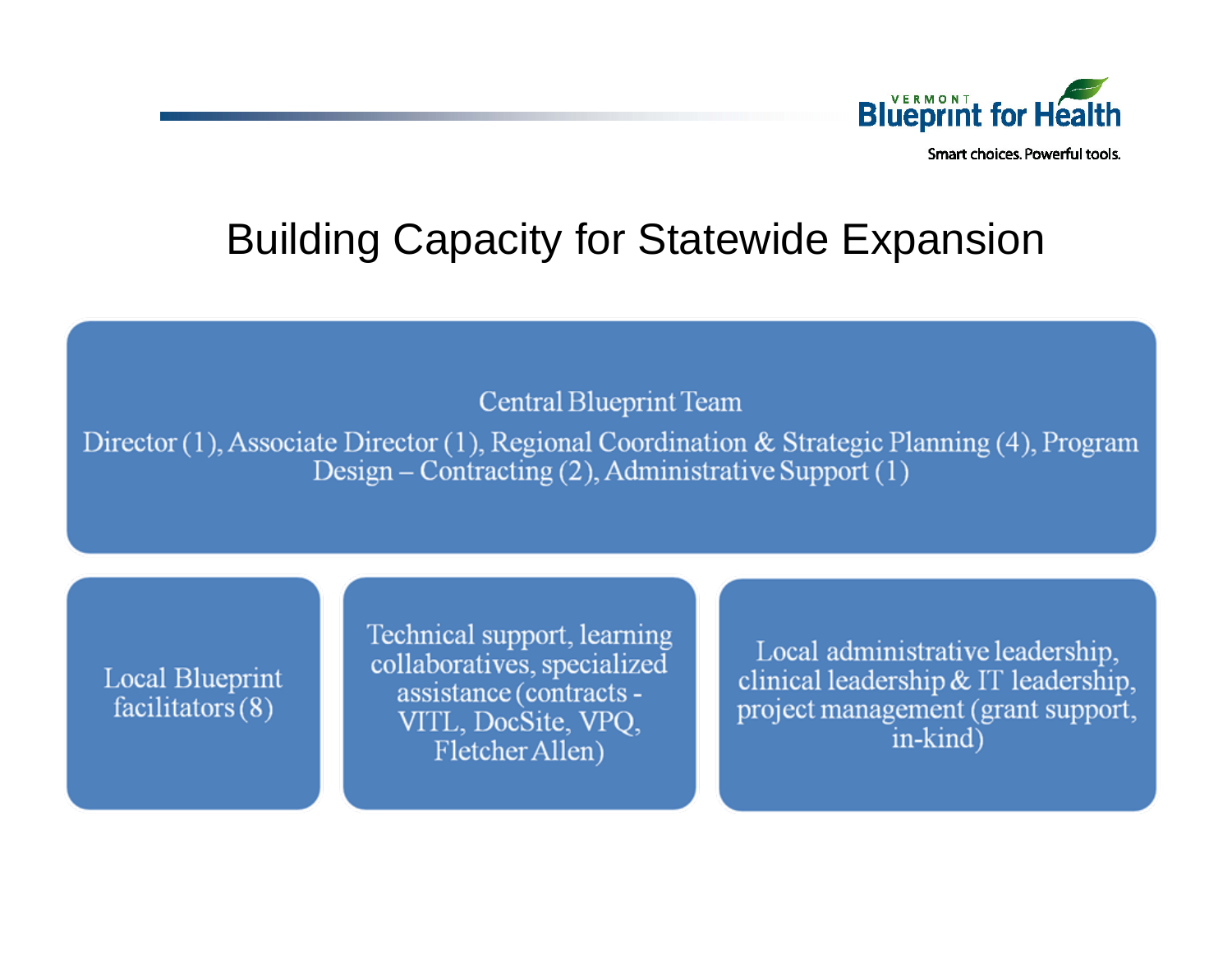# Building Capacity for Statewide Expansion

**Central Blueprint Team**

Director (1), Associate Director (1), Regional Coordination & Strategic Planning (4), Program Design – Contracting (2), Administrative Support (1)

- Local Blueprint facilitators (8)
- Technical support, learning collaboratives, specialized assistance (contracts - VITL, DocSite, VPQ, Fletcher Allen)
- Local administrative leadership, clinical leadership & IT leadership, project management (grant support, in-kind)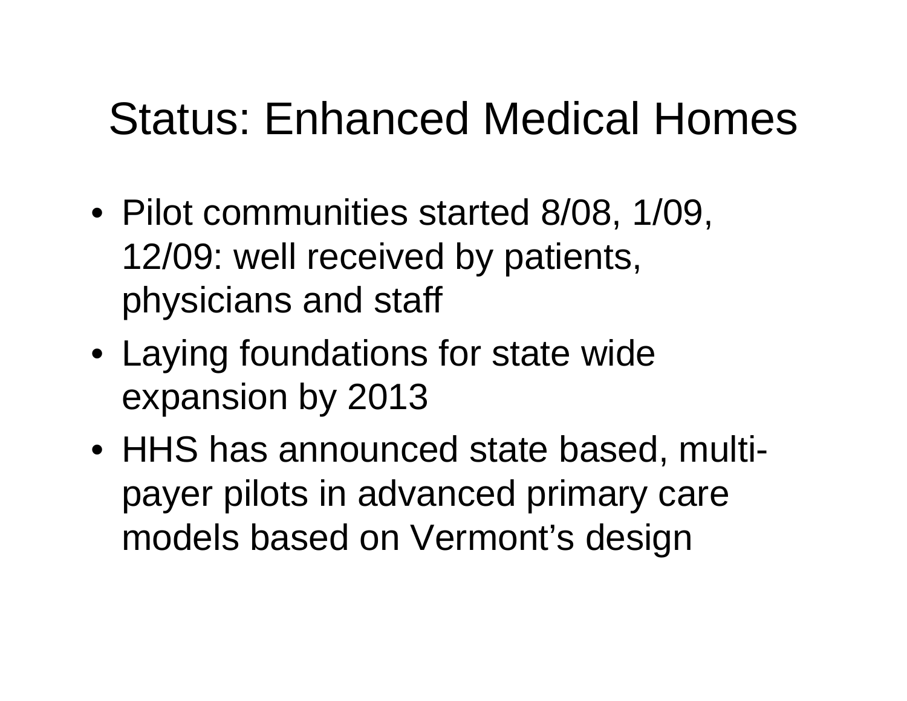# Status: Enhanced Medical Homes

- Pilot communities started 8/08, 1/09, 12/09: well received by patients, physicians and staff
- Laying foundations for state wide expansion by 2013
- HHS has announced state based, multi-payer pilots in advanced primary care models based on Vermont's design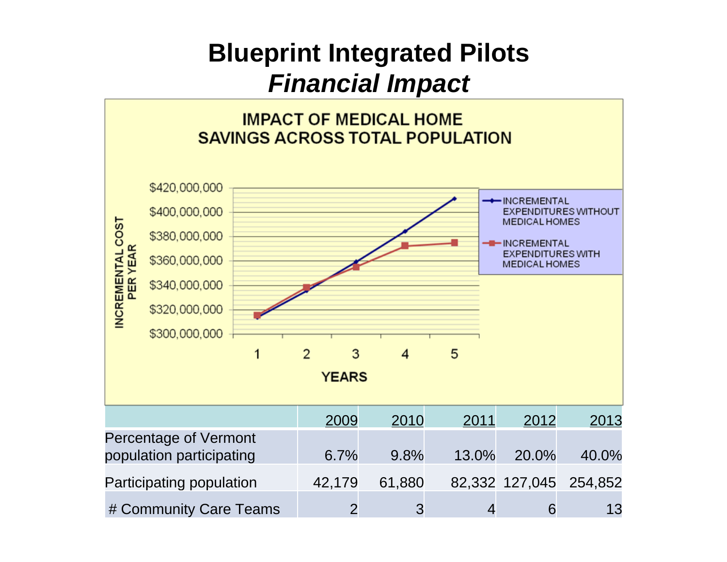# Blueprint Integrated Pilots
## *Financial Impact*

**IMPACT OF MEDICAL HOME SAVINGS ACROSS TOTAL POPULATION**

INCREMENTAL COST PER YEAR

$420,000,000
$400,000,000
$380,000,000
$360,000,000
$340,000,000
$320,000,000
$300,000,000

1 2 3 4 5

YEARS

- INCREMENTAL EXPENDITURES WITHOUT MEDICAL HOMES
- INCREMENTAL EXPENDITURES WITH MEDICAL HOMES

| | 2009 | 2010 | 2011 | 2012 | 2013 |
|---|---|---|---|---|---|
| Percentage of Vermont population participating | 6.7% | 9.8% | 13.0% | 20.0% | 40.0% |
| Participating population | 42,179 | 61,880 | 82,332 | 127,045 | 254,852 |
| # Community Care Teams | 2 | 3 | 4 | 6 | 13 |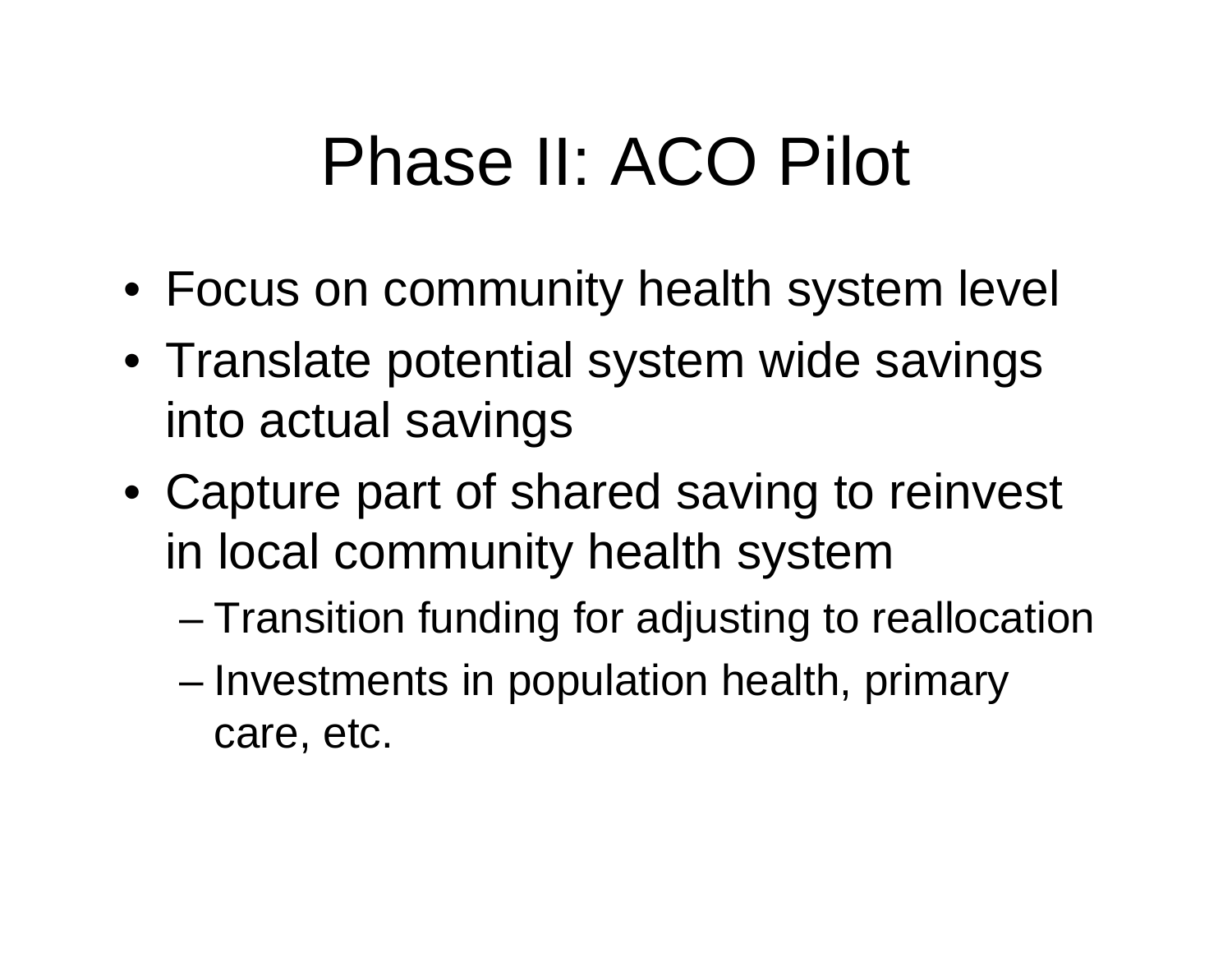# Phase II: ACO Pilot

- Focus on community health system level
- Translate potential system wide savings into actual savings
- Capture part of shared saving to reinvest in local community health system
  - Transition funding for adjusting to reallocation
  - Investments in population health, primary care, etc.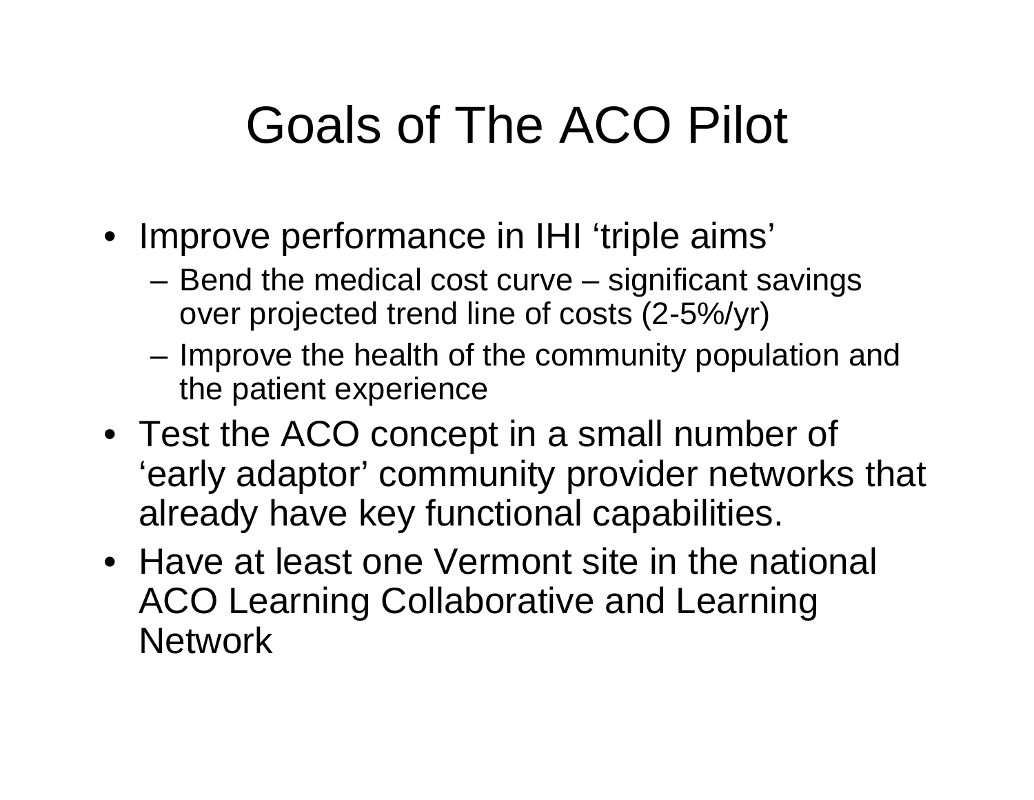# Goals of The ACO Pilot

- Improve performance in IHI 'triple aims'
  - Bend the medical cost curve – significant savings over projected trend line of costs (2-5%/yr)
  - Improve the health of the community population and the patient experience
- Test the ACO concept in a small number of 'early adaptor' community provider networks that already have key functional capabilities.
- Have at least one Vermont site in the national ACO Learning Collaborative and Learning Network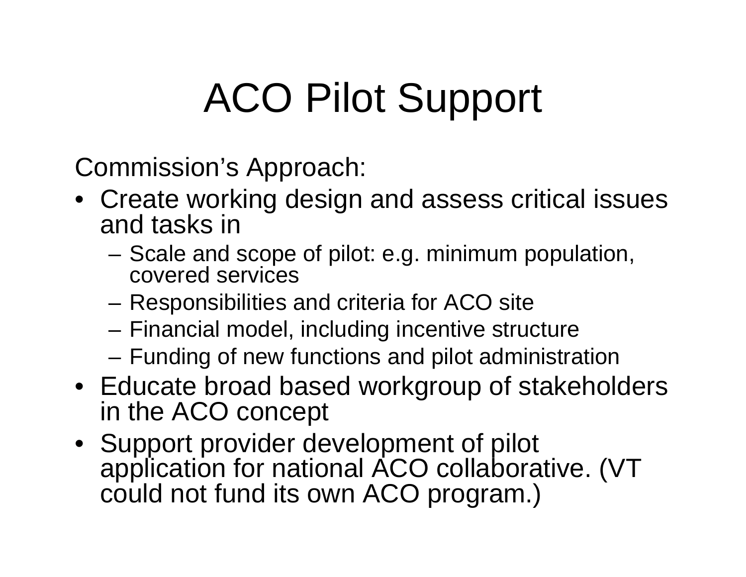# ACO Pilot Support

Commission's Approach:

- Create working design and assess critical issues and tasks in
  - Scale and scope of pilot: e.g. minimum population, covered services
  - Responsibilities and criteria for ACO site
  - Financial model, including incentive structure
  - Funding of new functions and pilot administration
- Educate broad based workgroup of stakeholders in the ACO concept
- Support provider development of pilot application for national ACO collaborative. (VT could not fund its own ACO program.)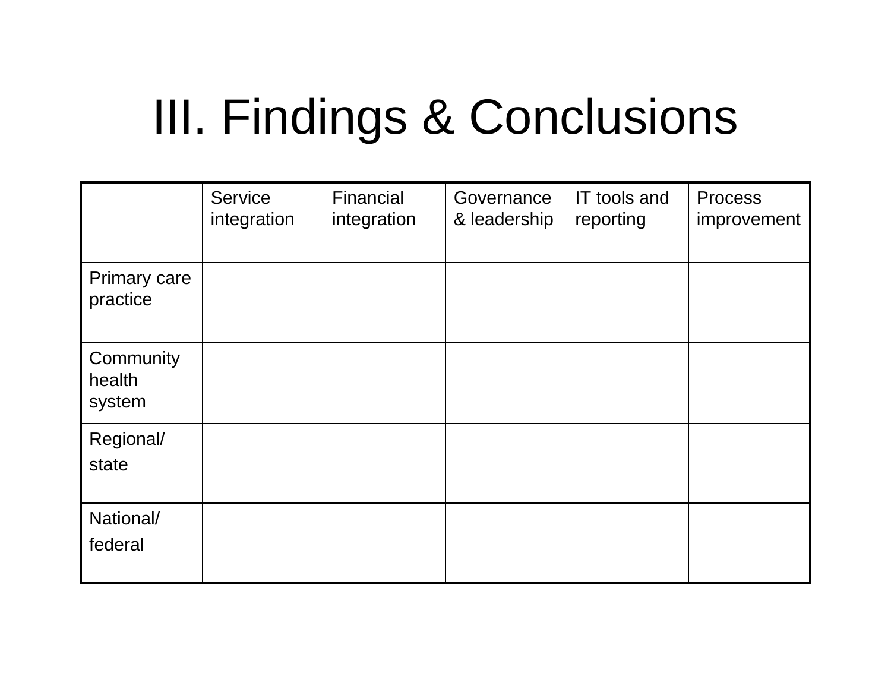# III. Findings & Conclusions

| | Service integration | Financial integration | Governance & leadership | IT tools and reporting | Process improvement |
|---|---|---|---|---|---|
| Primary care practice | | | | | |
| Community health system | | | | | |
| Regional/ state | | | | | |
| National/ federal | | | | | |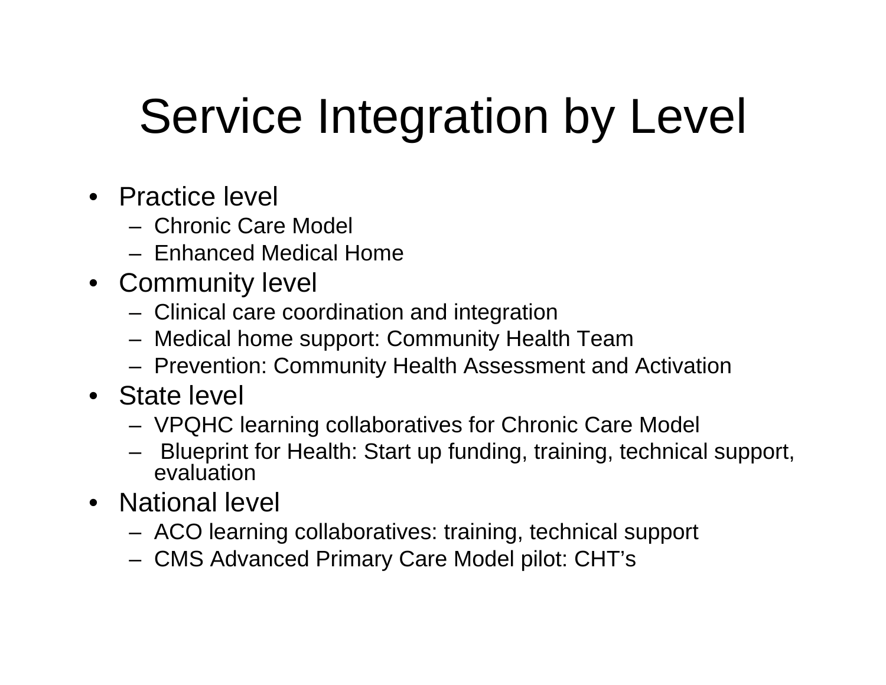# Service Integration by Level

- Practice level
  - Chronic Care Model
  - Enhanced Medical Home
- Community level
  - Clinical care coordination and integration
  - Medical home support: Community Health Team
  - Prevention: Community Health Assessment and Activation
- State level
  - VPQHC learning collaboratives for Chronic Care Model
  - Blueprint for Health: Start up funding, training, technical support, evaluation
- National level
  - ACO learning collaboratives: training, technical support
  - CMS Advanced Primary Care Model pilot: CHT's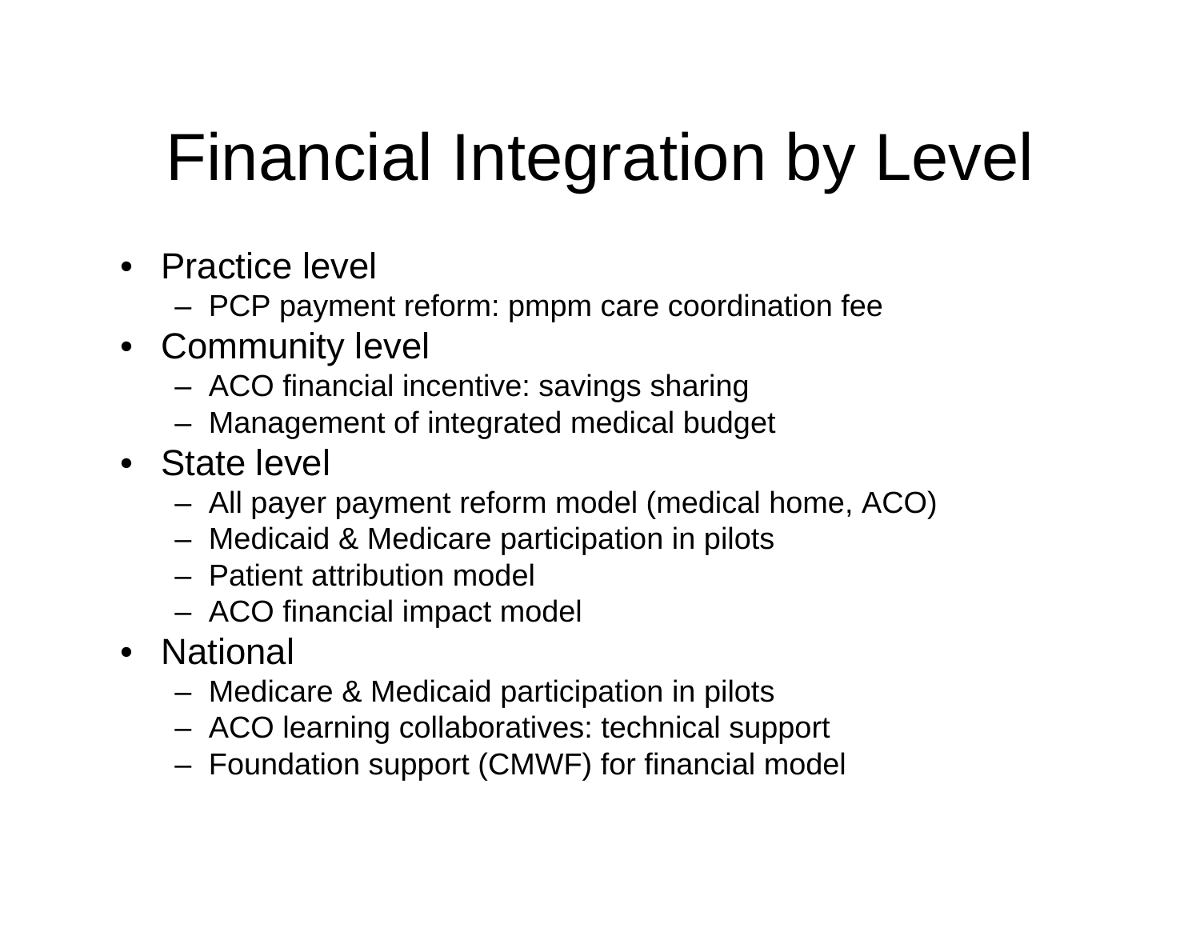# Financial Integration by Level

- Practice level
  - PCP payment reform: pmpm care coordination fee
- Community level
  - ACO financial incentive: savings sharing
  - Management of integrated medical budget
- State level
  - All payer payment reform model (medical home, ACO)
  - Medicaid & Medicare participation in pilots
  - Patient attribution model
  - ACO financial impact model
- National
  - Medicare & Medicaid participation in pilots
  - ACO learning collaboratives: technical support
  - Foundation support (CMWF) for financial model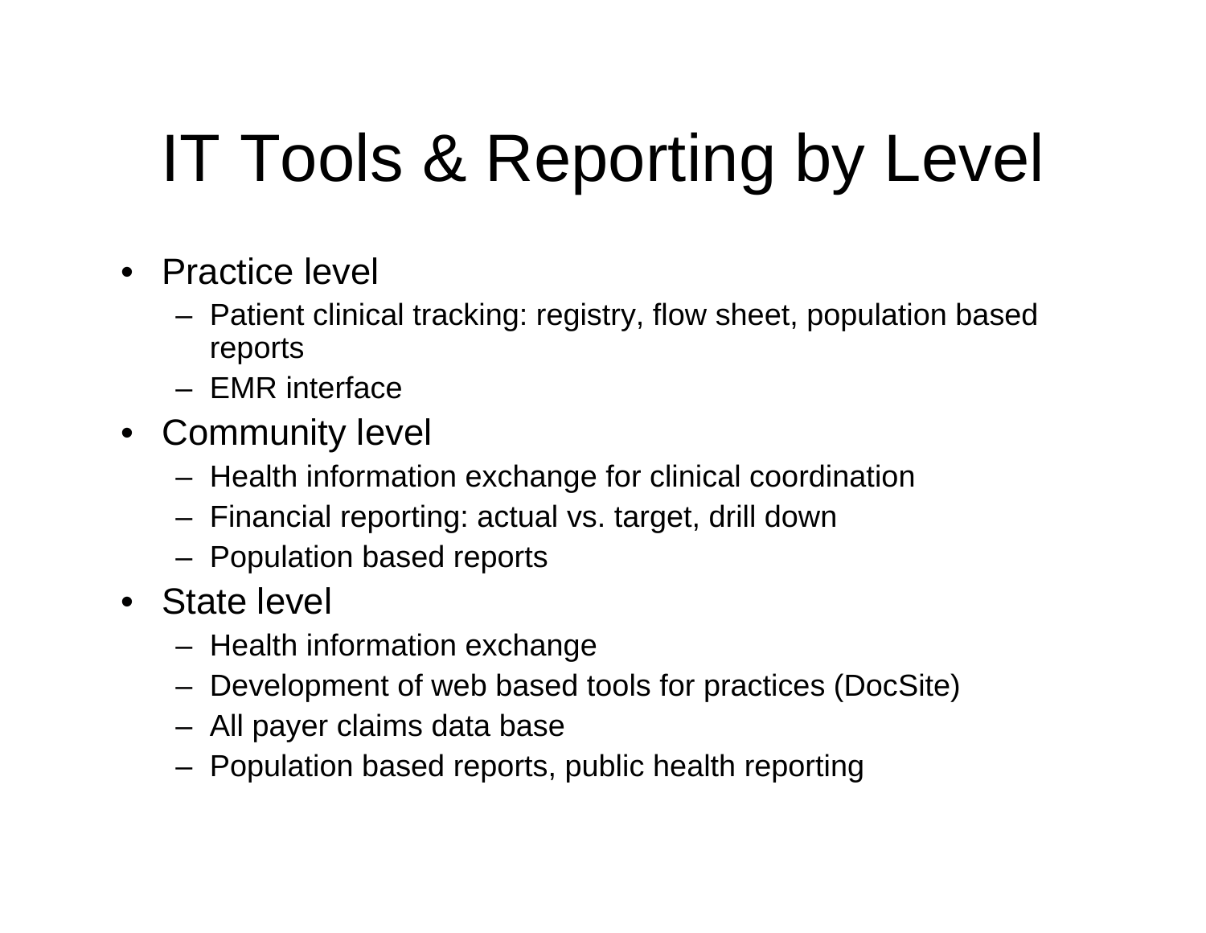# IT Tools & Reporting by Level

- Practice level
  - Patient clinical tracking: registry, flow sheet, population based reports
  - EMR interface
- Community level
  - Health information exchange for clinical coordination
  - Financial reporting: actual vs. target, drill down
  - Population based reports
- State level
  - Health information exchange
  - Development of web based tools for practices (DocSite)
  - All payer claims data base
  - Population based reports, public health reporting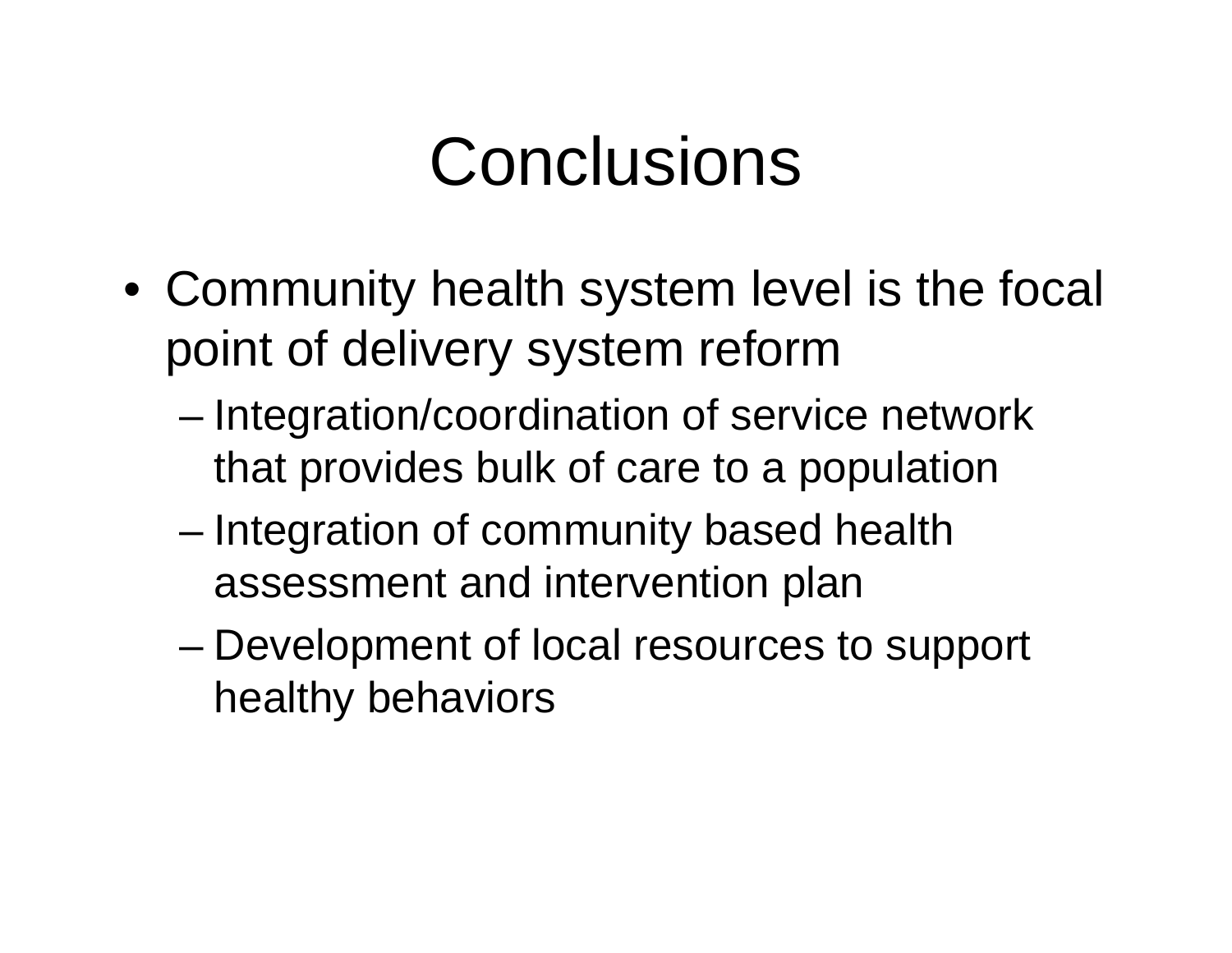# Conclusions

- Community health system level is the focal point of delivery system reform
  - Integration/coordination of service network that provides bulk of care to a population
  - Integration of community based health assessment and intervention plan
  - Development of local resources to support healthy behaviors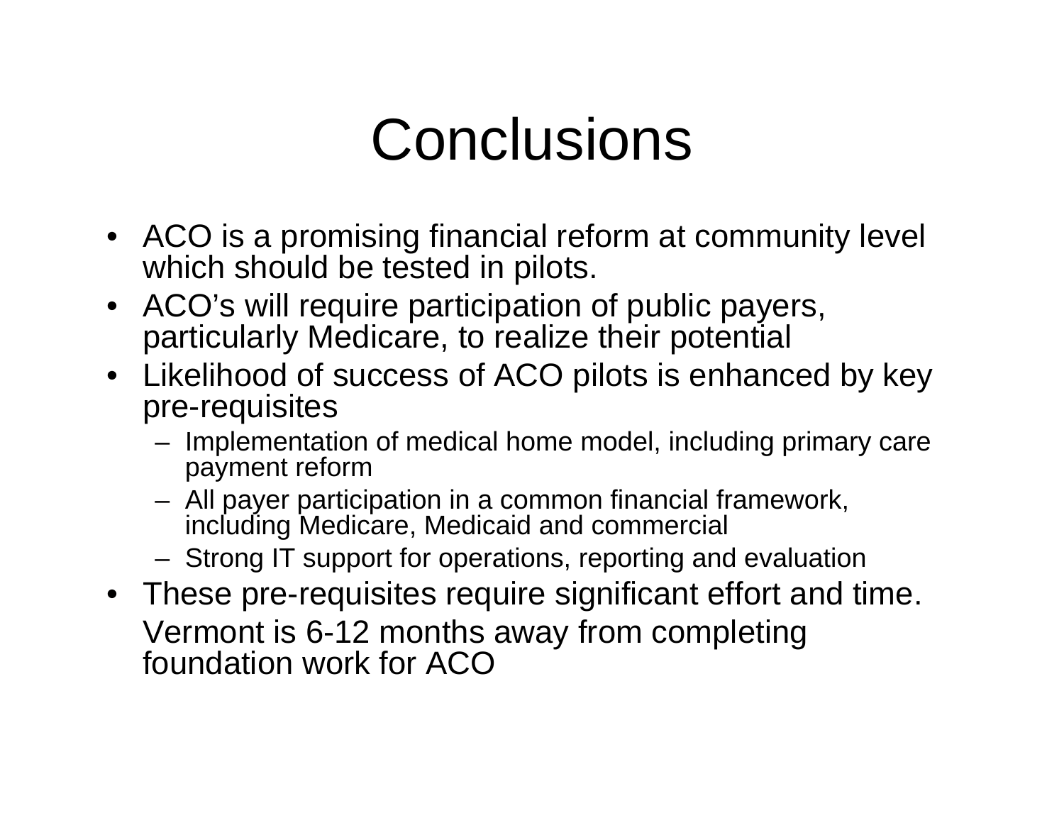# Conclusions

- ACO is a promising financial reform at community level which should be tested in pilots.
- ACO's will require participation of public payers, particularly Medicare, to realize their potential
- Likelihood of success of ACO pilots is enhanced by key pre-requisites
  - Implementation of medical home model, including primary care payment reform
  - All payer participation in a common financial framework, including Medicare, Medicaid and commercial
  - Strong IT support for operations, reporting and evaluation
- These pre-requisites require significant effort and time.

  Vermont is 6-12 months away from completing foundation work for ACO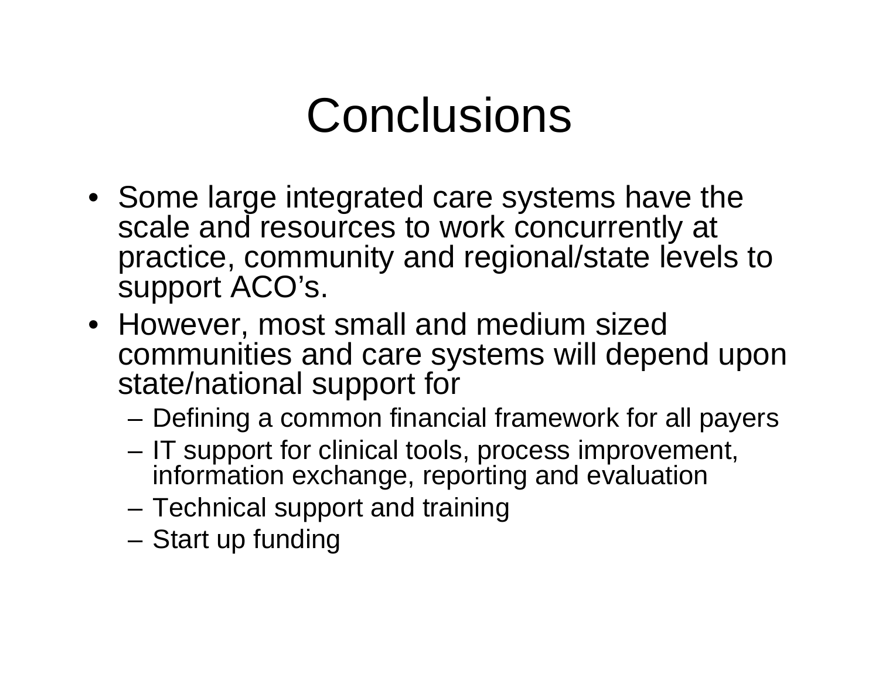# Conclusions

- Some large integrated care systems have the scale and resources to work concurrently at practice, community and regional/state levels to support ACO's.
- However, most small and medium sized communities and care systems will depend upon state/national support for
  - Defining a common financial framework for all payers
  - IT support for clinical tools, process improvement, information exchange, reporting and evaluation
  - Technical support and training
  - Start up funding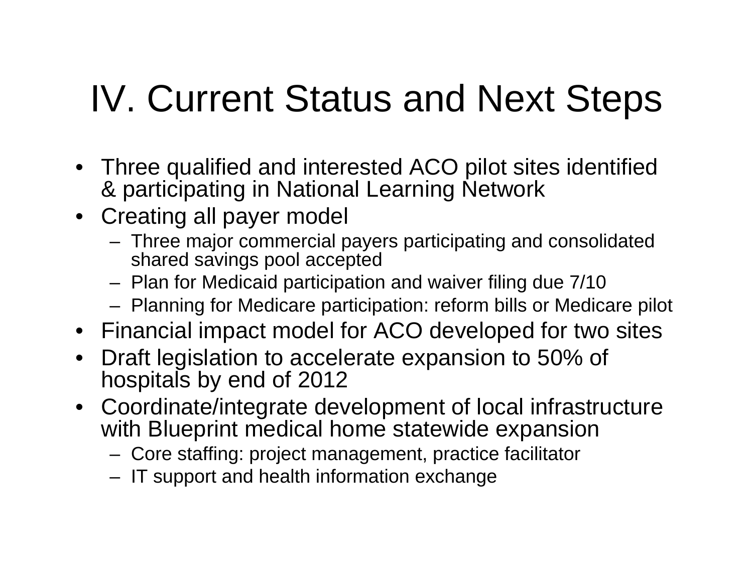# IV. Current Status and Next Steps

- Three qualified and interested ACO pilot sites identified & participating in National Learning Network
- Creating all payer model
  - Three major commercial payers participating and consolidated shared savings pool accepted
  - Plan for Medicaid participation and waiver filing due 7/10
  - Planning for Medicare participation: reform bills or Medicare pilot
- Financial impact model for ACO developed for two sites
- Draft legislation to accelerate expansion to 50% of hospitals by end of 2012
- Coordinate/integrate development of local infrastructure with Blueprint medical home statewide expansion
  - Core staffing: project management, practice facilitator
  - IT support and health information exchange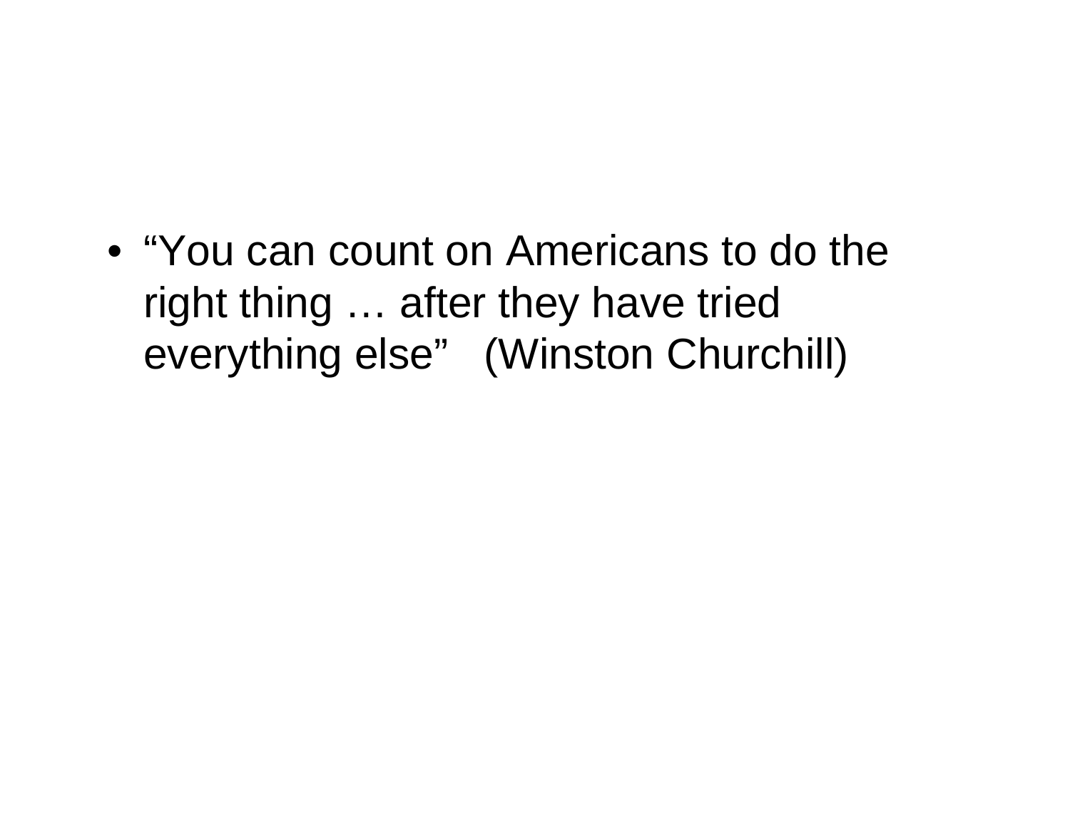- “You can count on Americans to do the right thing … after they have tried everything else”   (Winston Churchill)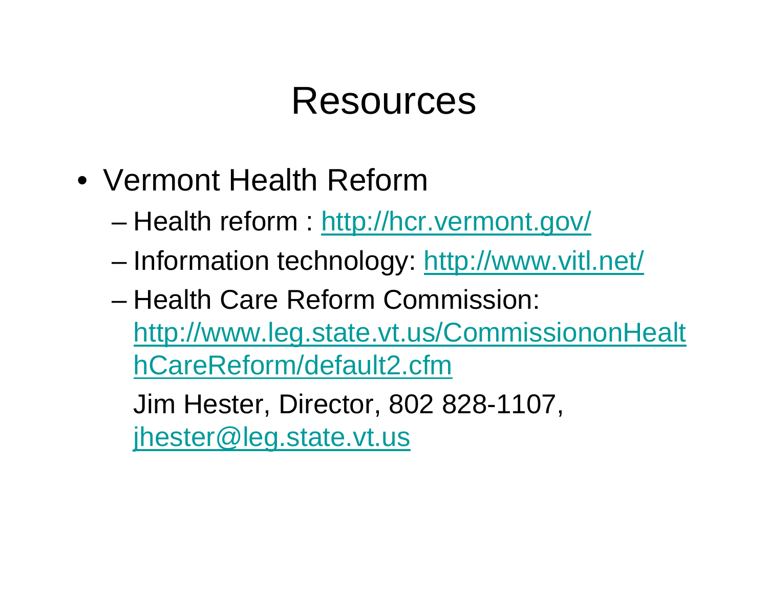# Resources

- Vermont Health Reform
  - Health reform : http://hcr.vermont.gov/
  - Information technology: http://www.vitl.net/
  - Health Care Reform Commission: http://www.leg.state.vt.us/CommissiononHealthCareReform/default2.cfm

    Jim Hester, Director, 802 828-1107, jhester@leg.state.vt.us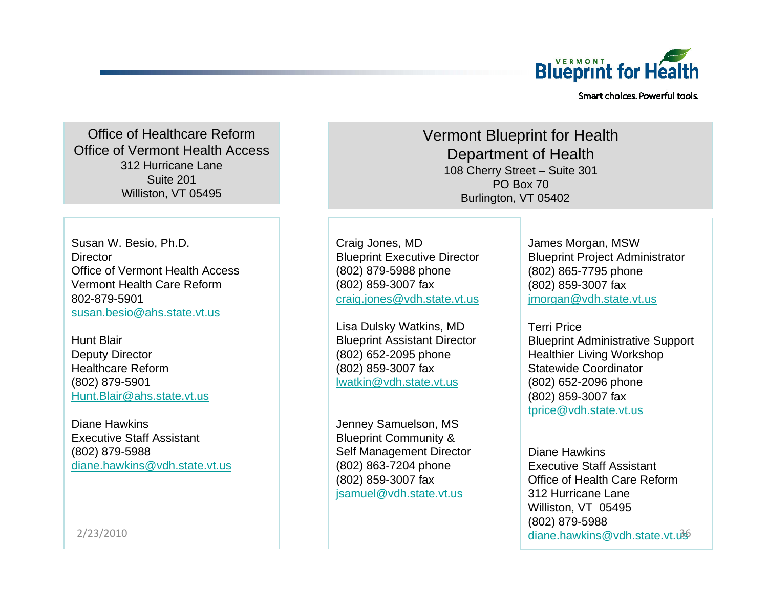**Vermont Blueprint for Health**

Smart choices. Powerful tools.

## Office of Healthcare Reform
## Office of Vermont Health Access

312 Hurricane Lane
Suite 201
Williston, VT 05495

Susan W. Besio, Ph.D.
Director
Office of Vermont Health Access
Vermont Health Care Reform
802-879-5901
susan.besio@ahs.state.vt.us

Hunt Blair
Deputy Director
Healthcare Reform
(802) 879-5901
Hunt.Blair@ahs.state.vt.us

Diane Hawkins
Executive Staff Assistant
(802) 879-5988
diane.hawkins@vdh.state.vt.us

## Vermont Blueprint for Health
## Department of Health

108 Cherry Street – Suite 301
PO Box 70
Burlington, VT 05402

Craig Jones, MD
Blueprint Executive Director
(802) 879-5988 phone
(802) 859-3007 fax
craig.jones@vdh.state.vt.us

Lisa Dulsky Watkins, MD
Blueprint Assistant Director
(802) 652-2095 phone
(802) 859-3007 fax
lwatkin@vdh.state.vt.us

Jenney Samuelson, MS
Blueprint Community &
Self Management Director
(802) 863-7204 phone
(802) 859-3007 fax
jsamuel@vdh.state.vt.us

James Morgan, MSW
Blueprint Project Administrator
(802) 865-7795 phone
(802) 859-3007 fax
jmorgan@vdh.state.vt.us

Terri Price
Blueprint Administrative Support
Healthier Living Workshop
Statewide Coordinator
(802) 652-2096 phone
(802) 859-3007 fax
tprice@vdh.state.vt.us

Diane Hawkins
Executive Staff Assistant
Office of Health Care Reform
312 Hurricane Lane
Williston, VT 05495
(802) 879-5988
diane.hawkins@vdh.state.vt.us

2/23/2010